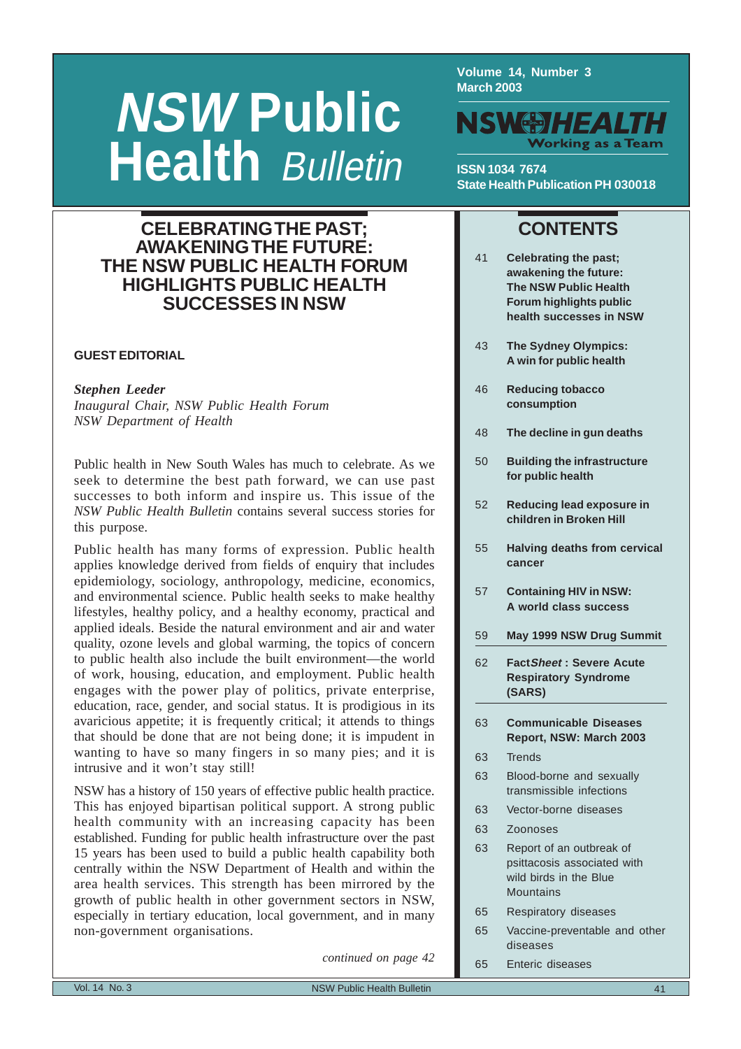# *NSW* Public Health *Bulletin*

**Volume 14, Number 3**
**March 2003**

NSW HEALTH
Working as a Team

**ISSN 1034 7674**
**State Health Publication PH 030018**

## CELEBRATING THE PAST; AWAKENING THE FUTURE: THE NSW PUBLIC HEALTH FORUM HIGHLIGHTS PUBLIC HEALTH SUCCESSES IN NSW

### GUEST EDITORIAL

***Stephen Leeder***
*Inaugural Chair, NSW Public Health Forum*
*NSW Department of Health*

Public health in New South Wales has much to celebrate. As we seek to determine the best path forward, we can use past successes to both inform and inspire us. This issue of the *NSW Public Health Bulletin* contains several success stories for this purpose.

Public health has many forms of expression. Public health applies knowledge derived from fields of enquiry that includes epidemiology, sociology, anthropology, medicine, economics, and environmental science. Public health seeks to make healthy lifestyles, healthy policy, and a healthy economy, practical and applied ideals. Beside the natural environment and air and water quality, ozone levels and global warming, the topics of concern to public health also include the built environment—the world of work, housing, education, and employment. Public health engages with the power play of politics, private enterprise, education, race, gender, and social status. It is prodigious in its avaricious appetite; it is frequently critical; it attends to things that should be done that are not being done; it is impudent in wanting to have so many fingers in so many pies; and it is intrusive and it won't stay still!

NSW has a history of 150 years of effective public health practice. This has enjoyed bipartisan political support. A strong public health community with an increasing capacity has been established. Funding for public health infrastructure over the past 15 years has been used to build a public health capability both centrally within the NSW Department of Health and within the area health services. This strength has been mirrored by the growth of public health in other government sectors in NSW, especially in tertiary education, local government, and in many non-government organisations.

*continued on page 42*

## CONTENTS

| | |
|---|---|
| 41 | **Celebrating the past; awakening the future: The NSW Public Health Forum highlights public health successes in NSW** |
| 43 | **The Sydney Olympics: A win for public health** |
| 46 | **Reducing tobacco consumption** |
| 48 | **The decline in gun deaths** |
| 50 | **Building the infrastructure for public health** |
| 52 | **Reducing lead exposure in children in Broken Hill** |
| 55 | **Halving deaths from cervical cancer** |
| 57 | **Containing HIV in NSW: A world class success** |
| 59 | **May 1999 NSW Drug Summit** |
| 62 | **Fact*Sheet* : Severe Acute Respiratory Syndrome (SARS)** |
| 63 | **Communicable Diseases Report, NSW: March 2003** |
| 63 | Trends |
| 63 | Blood-borne and sexually transmissible infections |
| 63 | Vector-borne diseases |
| 63 | Zoonoses |
| 63 | Report of an outbreak of psittacosis associated with wild birds in the Blue Mountains |
| 65 | Respiratory diseases |
| 65 | Vaccine-preventable and other diseases |
| 65 | Enteric diseases |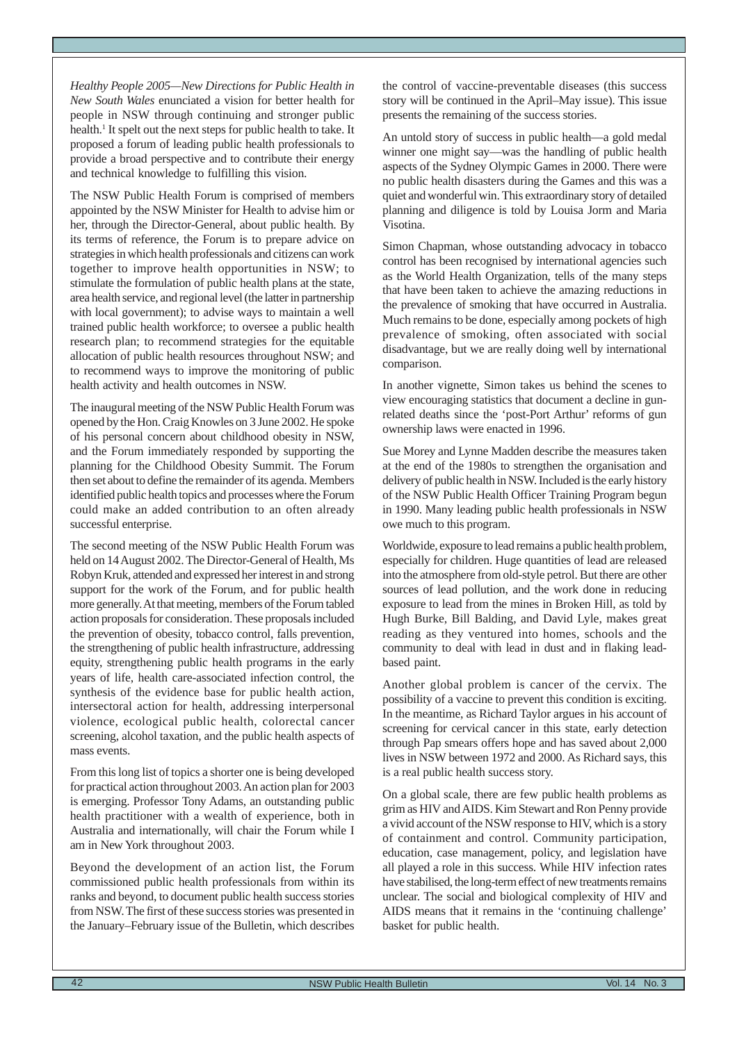*Healthy People 2005—New Directions for Public Health in New South Wales* enunciated a vision for better health for people in NSW through continuing and stronger public health.[1] It spelt out the next steps for public health to take. It proposed a forum of leading public health professionals to provide a broad perspective and to contribute their energy and technical knowledge to fulfilling this vision.

The NSW Public Health Forum is comprised of members appointed by the NSW Minister for Health to advise him or her, through the Director-General, about public health. By its terms of reference, the Forum is to prepare advice on strategies in which health professionals and citizens can work together to improve health opportunities in NSW; to stimulate the formulation of public health plans at the state, area health service, and regional level (the latter in partnership with local government); to advise ways to maintain a well trained public health workforce; to oversee a public health research plan; to recommend strategies for the equitable allocation of public health resources throughout NSW; and to recommend ways to improve the monitoring of public health activity and health outcomes in NSW.

The inaugural meeting of the NSW Public Health Forum was opened by the Hon. Craig Knowles on 3 June 2002. He spoke of his personal concern about childhood obesity in NSW, and the Forum immediately responded by supporting the planning for the Childhood Obesity Summit. The Forum then set about to define the remainder of its agenda. Members identified public health topics and processes where the Forum could make an added contribution to an often already successful enterprise.

The second meeting of the NSW Public Health Forum was held on 14 August 2002. The Director-General of Health, Ms Robyn Kruk, attended and expressed her interest in and strong support for the work of the Forum, and for public health more generally. At that meeting, members of the Forum tabled action proposals for consideration. These proposals included the prevention of obesity, tobacco control, falls prevention, the strengthening of public health infrastructure, addressing equity, strengthening public health programs in the early years of life, health care-associated infection control, the synthesis of the evidence base for public health action, intersectoral action for health, addressing interpersonal violence, ecological public health, colorectal cancer screening, alcohol taxation, and the public health aspects of mass events.

From this long list of topics a shorter one is being developed for practical action throughout 2003. An action plan for 2003 is emerging. Professor Tony Adams, an outstanding public health practitioner with a wealth of experience, both in Australia and internationally, will chair the Forum while I am in New York throughout 2003.

Beyond the development of an action list, the Forum commissioned public health professionals from within its ranks and beyond, to document public health success stories from NSW. The first of these success stories was presented in the January–February issue of the Bulletin, which describes the control of vaccine-preventable diseases (this success story will be continued in the April–May issue). This issue presents the remaining of the success stories.

An untold story of success in public health—a gold medal winner one might say—was the handling of public health aspects of the Sydney Olympic Games in 2000. There were no public health disasters during the Games and this was a quiet and wonderful win. This extraordinary story of detailed planning and diligence is told by Louisa Jorm and Maria Visotina.

Simon Chapman, whose outstanding advocacy in tobacco control has been recognised by international agencies such as the World Health Organization, tells of the many steps that have been taken to achieve the amazing reductions in the prevalence of smoking that have occurred in Australia. Much remains to be done, especially among pockets of high prevalence of smoking, often associated with social disadvantage, but we are really doing well by international comparison.

In another vignette, Simon takes us behind the scenes to view encouraging statistics that document a decline in gun-related deaths since the 'post-Port Arthur' reforms of gun ownership laws were enacted in 1996.

Sue Morey and Lynne Madden describe the measures taken at the end of the 1980s to strengthen the organisation and delivery of public health in NSW. Included is the early history of the NSW Public Health Officer Training Program begun in 1990. Many leading public health professionals in NSW owe much to this program.

Worldwide, exposure to lead remains a public health problem, especially for children. Huge quantities of lead are released into the atmosphere from old-style petrol. But there are other sources of lead pollution, and the work done in reducing exposure to lead from the mines in Broken Hill, as told by Hugh Burke, Bill Balding, and David Lyle, makes great reading as they ventured into homes, schools and the community to deal with lead in dust and in flaking lead-based paint.

Another global problem is cancer of the cervix. The possibility of a vaccine to prevent this condition is exciting. In the meantime, as Richard Taylor argues in his account of screening for cervical cancer in this state, early detection through Pap smears offers hope and has saved about 2,000 lives in NSW between 1972 and 2000. As Richard says, this is a real public health success story.

On a global scale, there are few public health problems as grim as HIV and AIDS. Kim Stewart and Ron Penny provide a vivid account of the NSW response to HIV, which is a story of containment and control. Community participation, education, case management, policy, and legislation have all played a role in this success. While HIV infection rates have stabilised, the long-term effect of new treatments remains unclear. The social and biological complexity of HIV and AIDS means that it remains in the 'continuing challenge' basket for public health.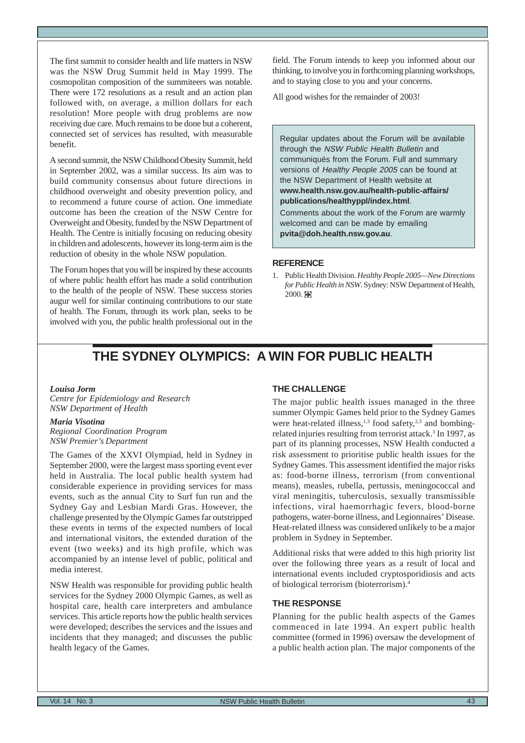The first summit to consider health and life matters in NSW was the NSW Drug Summit held in May 1999. The cosmopolitan composition of the summiteers was notable. There were 172 resolutions as a result and an action plan followed with, on average, a million dollars for each resolution! More people with drug problems are now receiving due care. Much remains to be done but a coherent, connected set of services has resulted, with measurable benefit.

A second summit, the NSW Childhood Obesity Summit, held in September 2002, was a similar success. Its aim was to build community consensus about future directions in childhood overweight and obesity prevention policy, and to recommend a future course of action. One immediate outcome has been the creation of the NSW Centre for Overweight and Obesity, funded by the NSW Department of Health. The Centre is initially focusing on reducing obesity in children and adolescents, however its long-term aim is the reduction of obesity in the whole NSW population.

The Forum hopes that you will be inspired by these accounts of where public health effort has made a solid contribution to the health of the people of NSW. These success stories augur well for similar continuing contributions to our state of health. The Forum, through its work plan, seeks to be involved with you, the public health professional out in the field. The Forum intends to keep you informed about our thinking, to involve you in forthcoming planning workshops, and to staying close to you and your concerns.

All good wishes for the remainder of 2003!

Regular updates about the Forum will be available through the *NSW Public Health Bulletin* and communiqués from the Forum. Full and summary versions of *Healthy People 2005* can be found at the NSW Department of Health website at **www.health.nsw.gov.au/health-public-affairs/publications/healthyppl/index.html**.

Comments about the work of the Forum are warmly welcomed and can be made by emailing **pvita@doh.health.nsw.gov.au**.

### REFERENCE

1. Public Health Division. *Healthy People 2005—New Directions for Public Health in NSW*. Sydney: NSW Department of Health, 2000.

# THE SYDNEY OLYMPICS: A WIN FOR PUBLIC HEALTH

***Louisa Jorm***
*Centre for Epidemiology and Research*
*NSW Department of Health*

***Maria Visotina***
*Regional Coordination Program*
*NSW Premier's Department*

The Games of the XXVI Olympiad, held in Sydney in September 2000, were the largest mass sporting event ever held in Australia. The local public health system had considerable experience in providing services for mass events, such as the annual City to Surf fun run and the Sydney Gay and Lesbian Mardi Gras. However, the challenge presented by the Olympic Games far outstripped these events in terms of the expected numbers of local and international visitors, the extended duration of the event (two weeks) and its high profile, which was accompanied by an intense level of public, political and media interest.

NSW Health was responsible for providing public health services for the Sydney 2000 Olympic Games, as well as hospital care, health care interpreters and ambulance services. This article reports how the public health services were developed; describes the services and the issues and incidents that they managed; and discusses the public health legacy of the Games.

## THE CHALLENGE

The major public health issues managed in the three summer Olympic Games held prior to the Sydney Games were heat-related illness,[1,3] food safety,[2,3] and bombing-related injuries resulting from terrorist attack.[3] In 1997, as part of its planning processes, NSW Health conducted a risk assessment to prioritise public health issues for the Sydney Games. This assessment identified the major risks as: food-borne illness, terrorism (from conventional means), measles, rubella, pertussis, meningococcal and viral meningitis, tuberculosis, sexually transmissible infections, viral haemorrhagic fevers, blood-borne pathogens, water-borne illness, and Legionnaires' Disease. Heat-related illness was considered unlikely to be a major problem in Sydney in September.

Additional risks that were added to this high priority list over the following three years as a result of local and international events included cryptosporidiosis and acts of biological terrorism (bioterrorism).[4]

## THE RESPONSE

Planning for the public health aspects of the Games commenced in late 1994. An expert public health committee (formed in 1996) oversaw the development of a public health action plan. The major components of the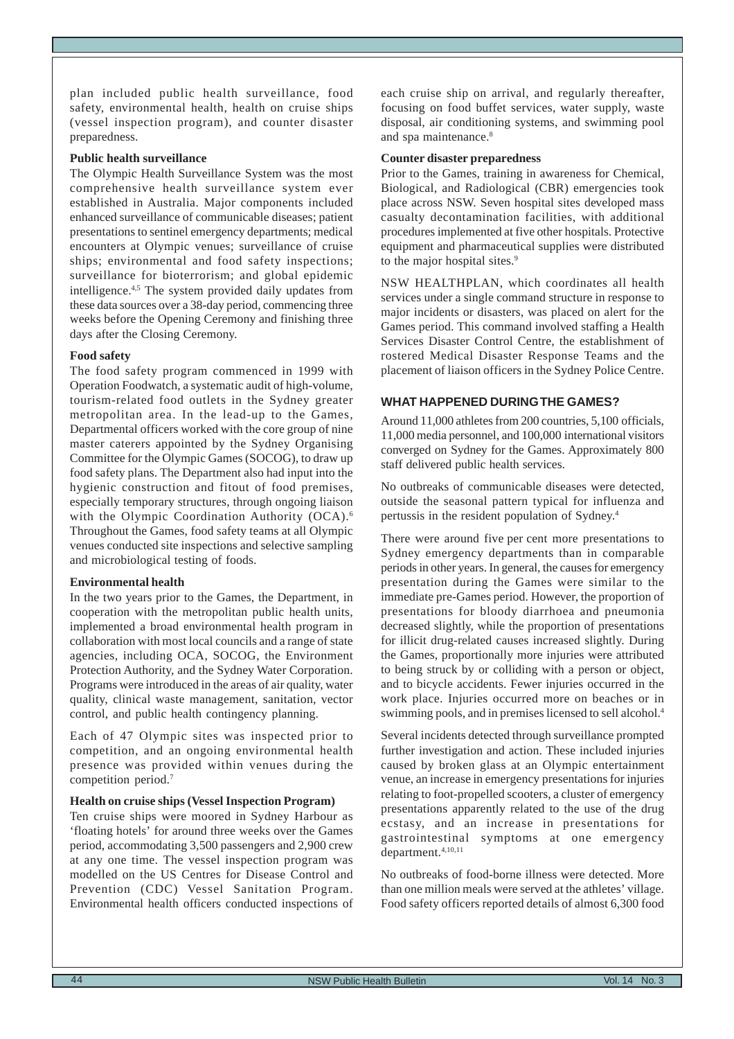plan included public health surveillance, food safety, environmental health, health on cruise ships (vessel inspection program), and counter disaster preparedness.

**Public health surveillance**

The Olympic Health Surveillance System was the most comprehensive health surveillance system ever established in Australia. Major components included enhanced surveillance of communicable diseases; patient presentations to sentinel emergency departments; medical encounters at Olympic venues; surveillance of cruise ships; environmental and food safety inspections; surveillance for bioterrorism; and global epidemic intelligence.[4,5] The system provided daily updates from these data sources over a 38-day period, commencing three weeks before the Opening Ceremony and finishing three days after the Closing Ceremony.

**Food safety**

The food safety program commenced in 1999 with Operation Foodwatch, a systematic audit of high-volume, tourism-related food outlets in the Sydney greater metropolitan area. In the lead-up to the Games, Departmental officers worked with the core group of nine master caterers appointed by the Sydney Organising Committee for the Olympic Games (SOCOG), to draw up food safety plans. The Department also had input into the hygienic construction and fitout of food premises, especially temporary structures, through ongoing liaison with the Olympic Coordination Authority (OCA).[6] Throughout the Games, food safety teams at all Olympic venues conducted site inspections and selective sampling and microbiological testing of foods.

**Environmental health**

In the two years prior to the Games, the Department, in cooperation with the metropolitan public health units, implemented a broad environmental health program in collaboration with most local councils and a range of state agencies, including OCA, SOCOG, the Environment Protection Authority, and the Sydney Water Corporation. Programs were introduced in the areas of air quality, water quality, clinical waste management, sanitation, vector control, and public health contingency planning.

Each of 47 Olympic sites was inspected prior to competition, and an ongoing environmental health presence was provided within venues during the competition period.[7]

**Health on cruise ships (Vessel Inspection Program)**

Ten cruise ships were moored in Sydney Harbour as 'floating hotels' for around three weeks over the Games period, accommodating 3,500 passengers and 2,900 crew at any one time. The vessel inspection program was modelled on the US Centres for Disease Control and Prevention (CDC) Vessel Sanitation Program. Environmental health officers conducted inspections of each cruise ship on arrival, and regularly thereafter, focusing on food buffet services, water supply, waste disposal, air conditioning systems, and swimming pool and spa maintenance.[8]

**Counter disaster preparedness**

Prior to the Games, training in awareness for Chemical, Biological, and Radiological (CBR) emergencies took place across NSW. Seven hospital sites developed mass casualty decontamination facilities, with additional procedures implemented at five other hospitals. Protective equipment and pharmaceutical supplies were distributed to the major hospital sites.[9]

NSW HEALTHPLAN, which coordinates all health services under a single command structure in response to major incidents or disasters, was placed on alert for the Games period. This command involved staffing a Health Services Disaster Control Centre, the establishment of rostered Medical Disaster Response Teams and the placement of liaison officers in the Sydney Police Centre.

## WHAT HAPPENED DURING THE GAMES?

Around 11,000 athletes from 200 countries, 5,100 officials, 11,000 media personnel, and 100,000 international visitors converged on Sydney for the Games. Approximately 800 staff delivered public health services.

No outbreaks of communicable diseases were detected, outside the seasonal pattern typical for influenza and pertussis in the resident population of Sydney.[4]

There were around five per cent more presentations to Sydney emergency departments than in comparable periods in other years. In general, the causes for emergency presentation during the Games were similar to the immediate pre-Games period. However, the proportion of presentations for bloody diarrhoea and pneumonia decreased slightly, while the proportion of presentations for illicit drug-related causes increased slightly. During the Games, proportionally more injuries were attributed to being struck by or colliding with a person or object, and to bicycle accidents. Fewer injuries occurred in the work place. Injuries occurred more on beaches or in swimming pools, and in premises licensed to sell alcohol.[4]

Several incidents detected through surveillance prompted further investigation and action. These included injuries caused by broken glass at an Olympic entertainment venue, an increase in emergency presentations for injuries relating to foot-propelled scooters, a cluster of emergency presentations apparently related to the use of the drug ecstasy, and an increase in presentations for gastrointestinal symptoms at one emergency department.[4,10,11]

No outbreaks of food-borne illness were detected. More than one million meals were served at the athletes' village. Food safety officers reported details of almost 6,300 food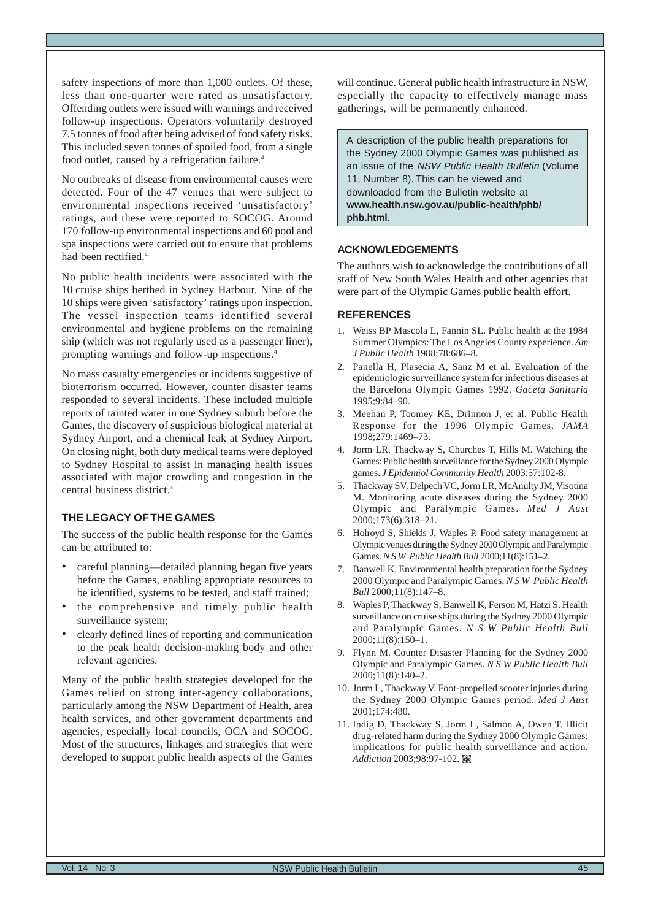safety inspections of more than 1,000 outlets. Of these, less than one-quarter were rated as unsatisfactory. Offending outlets were issued with warnings and received follow-up inspections. Operators voluntarily destroyed 7.5 tonnes of food after being advised of food safety risks. This included seven tonnes of spoiled food, from a single food outlet, caused by a refrigeration failure.[4]

No outbreaks of disease from environmental causes were detected. Four of the 47 venues that were subject to environmental inspections received 'unsatisfactory' ratings, and these were reported to SOCOG. Around 170 follow-up environmental inspections and 60 pool and spa inspections were carried out to ensure that problems had been rectified.[4]

No public health incidents were associated with the 10 cruise ships berthed in Sydney Harbour. Nine of the 10 ships were given 'satisfactory' ratings upon inspection. The vessel inspection teams identified several environmental and hygiene problems on the remaining ship (which was not regularly used as a passenger liner), prompting warnings and follow-up inspections.[4]

No mass casualty emergencies or incidents suggestive of bioterrorism occurred. However, counter disaster teams responded to several incidents. These included multiple reports of tainted water in one Sydney suburb before the Games, the discovery of suspicious biological material at Sydney Airport, and a chemical leak at Sydney Airport. On closing night, both duty medical teams were deployed to Sydney Hospital to assist in managing health issues associated with major crowding and congestion in the central business district.[4]

## THE LEGACY OF THE GAMES

The success of the public health response for the Games can be attributed to:

- careful planning—detailed planning began five years before the Games, enabling appropriate resources to be identified, systems to be tested, and staff trained;
- the comprehensive and timely public health surveillance system;
- clearly defined lines of reporting and communication to the peak health decision-making body and other relevant agencies.

Many of the public health strategies developed for the Games relied on strong inter-agency collaborations, particularly among the NSW Department of Health, area health services, and other government departments and agencies, especially local councils, OCA and SOCOG. Most of the structures, linkages and strategies that were developed to support public health aspects of the Games will continue. General public health infrastructure in NSW, especially the capacity to effectively manage mass gatherings, will be permanently enhanced.

> A description of the public health preparations for the Sydney 2000 Olympic Games was published as an issue of the *NSW Public Health Bulletin* (Volume 11, Number 8). This can be viewed and downloaded from the Bulletin website at **www.health.nsw.gov.au/public-health/phb/phb.html**.

## ACKNOWLEDGEMENTS

The authors wish to acknowledge the contributions of all staff of New South Wales Health and other agencies that were part of the Olympic Games public health effort.

## REFERENCES

1. Weiss BP Mascola L, Fannin SL. Public health at the 1984 Summer Olympics: The Los Angeles County experience. *Am J Public Health* 1988;78:686–8.
2. Panella H, Plasecia A, Sanz M et al. Evaluation of the epidemiologic surveillance system for infectious diseases at the Barcelona Olympic Games 1992. *Gaceta Sanitaria* 1995;9:84–90.
3. Meehan P, Toomey KE, Drinnon J, et al. Public Health Response for the 1996 Olympic Games. *JAMA* 1998;279:1469–73.
4. Jorm LR, Thackway S, Churches T, Hills M. Watching the Games: Public health surveillance for the Sydney 2000 Olympic games. *J Epidemiol Community Health* 2003;57:102-8.
5. Thackway SV, Delpech VC, Jorm LR, McAnulty JM, Visotina M. Monitoring acute diseases during the Sydney 2000 Olympic and Paralympic Games. *Med J Aust* 2000;173(6):318–21.
6. Holroyd S, Shields J, Waples P. Food safety management at Olympic venues during the Sydney 2000 Olympic and Paralympic Games. *N S W Public Health Bull* 2000;11(8):151–2.
7. Banwell K. Environmental health preparation for the Sydney 2000 Olympic and Paralympic Games. *N S W Public Health Bull* 2000;11(8):147–8.
8. Waples P, Thackway S, Banwell K, Ferson M, Hatzi S. Health surveillance on cruise ships during the Sydney 2000 Olympic and Paralympic Games. *N S W Public Health Bull* 2000;11(8):150–1.
9. Flynn M. Counter Disaster Planning for the Sydney 2000 Olympic and Paralympic Games. *N S W Public Health Bull* 2000;11(8):140–2.
10. Jorm L, Thackway V. Foot-propelled scooter injuries during the Sydney 2000 Olympic Games period. *Med J Aust* 2001;174:480.
11. Indig D, Thackway S, Jorm L, Salmon A, Owen T. Illicit drug-related harm during the Sydney 2000 Olympic Games: implications for public health surveillance and action. *Addiction* 2003;98:97-102.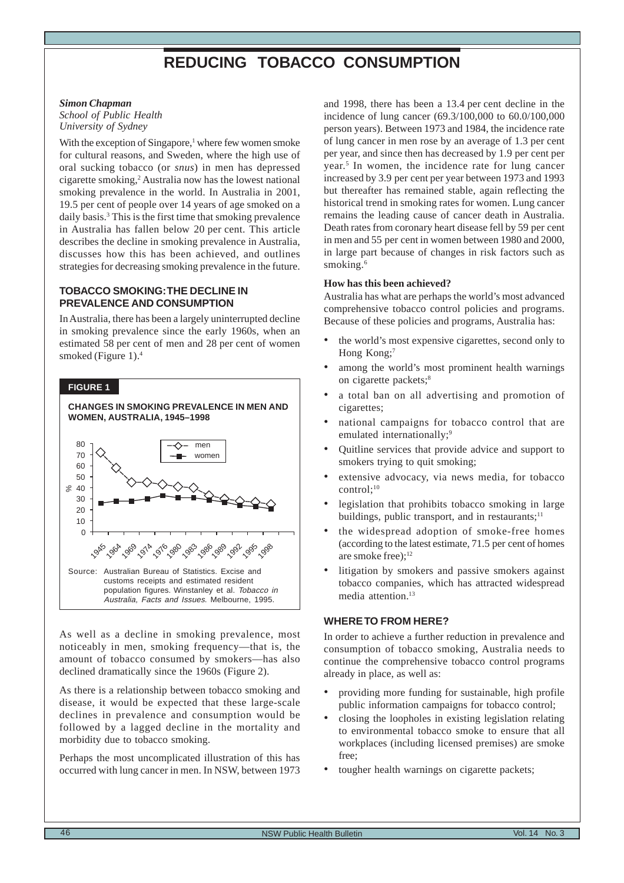# REDUCING TOBACCO CONSUMPTION

***Simon Chapman***
*School of Public Health*
*University of Sydney*

With the exception of Singapore,[1] where few women smoke for cultural reasons, and Sweden, where the high use of oral sucking tobacco (or *snus*) in men has depressed cigarette smoking,[2] Australia now has the lowest national smoking prevalence in the world. In Australia in 2001, 19.5 per cent of people over 14 years of age smoked on a daily basis.[3] This is the first time that smoking prevalence in Australia has fallen below 20 per cent. This article describes the decline in smoking prevalence in Australia, discusses how this has been achieved, and outlines strategies for decreasing smoking prevalence in the future.

## TOBACCO SMOKING: THE DECLINE IN PREVALENCE AND CONSUMPTION

In Australia, there has been a largely uninterrupted decline in smoking prevalence since the early 1960s, when an estimated 58 per cent of men and 28 per cent of women smoked (Figure 1).[4]

**FIGURE 1**

**CHANGES IN SMOKING PREVALENCE IN MEN AND WOMEN, AUSTRALIA, 1945–1998**

Source: Australian Bureau of Statistics. Excise and customs receipts and estimated resident population figures. Winstanley et al. *Tobacco in Australia, Facts and Issues.* Melbourne, 1995.

As well as a decline in smoking prevalence, most noticeably in men, smoking frequency—that is, the amount of tobacco consumed by smokers—has also declined dramatically since the 1960s (Figure 2).

As there is a relationship between tobacco smoking and disease, it would be expected that these large-scale declines in prevalence and consumption would be followed by a lagged decline in the mortality and morbidity due to tobacco smoking.

Perhaps the most uncomplicated illustration of this has occurred with lung cancer in men. In NSW, between 1973 and 1998, there has been a 13.4 per cent decline in the incidence of lung cancer (69.3/100,000 to 60.0/100,000 person years). Between 1973 and 1984, the incidence rate of lung cancer in men rose by an average of 1.3 per cent per year, and since then has decreased by 1.9 per cent per year.[5] In women, the incidence rate for lung cancer increased by 3.9 per cent per year between 1973 and 1993 but thereafter has remained stable, again reflecting the historical trend in smoking rates for women. Lung cancer remains the leading cause of cancer death in Australia. Death rates from coronary heart disease fell by 59 per cent in men and 55 per cent in women between 1980 and 2000, in large part because of changes in risk factors such as smoking.[6]

### How has this been achieved?

Australia has what are perhaps the world's most advanced comprehensive tobacco control policies and programs. Because of these policies and programs, Australia has:

- the world's most expensive cigarettes, second only to Hong Kong;[7]
- among the world's most prominent health warnings on cigarette packets;[8]
- a total ban on all advertising and promotion of cigarettes;
- national campaigns for tobacco control that are emulated internationally;[9]
- Quitline services that provide advice and support to smokers trying to quit smoking;
- extensive advocacy, via news media, for tobacco control;[10]
- legislation that prohibits tobacco smoking in large buildings, public transport, and in restaurants;[11]
- the widespread adoption of smoke-free homes (according to the latest estimate, 71.5 per cent of homes are smoke free);[12]
- litigation by smokers and passive smokers against tobacco companies, which has attracted widespread media attention.[13]

## WHERE TO FROM HERE?

In order to achieve a further reduction in prevalence and consumption of tobacco smoking, Australia needs to continue the comprehensive tobacco control programs already in place, as well as:

- providing more funding for sustainable, high profile public information campaigns for tobacco control;
- closing the loopholes in existing legislation relating to environmental tobacco smoke to ensure that all workplaces (including licensed premises) are smoke free;
- tougher health warnings on cigarette packets;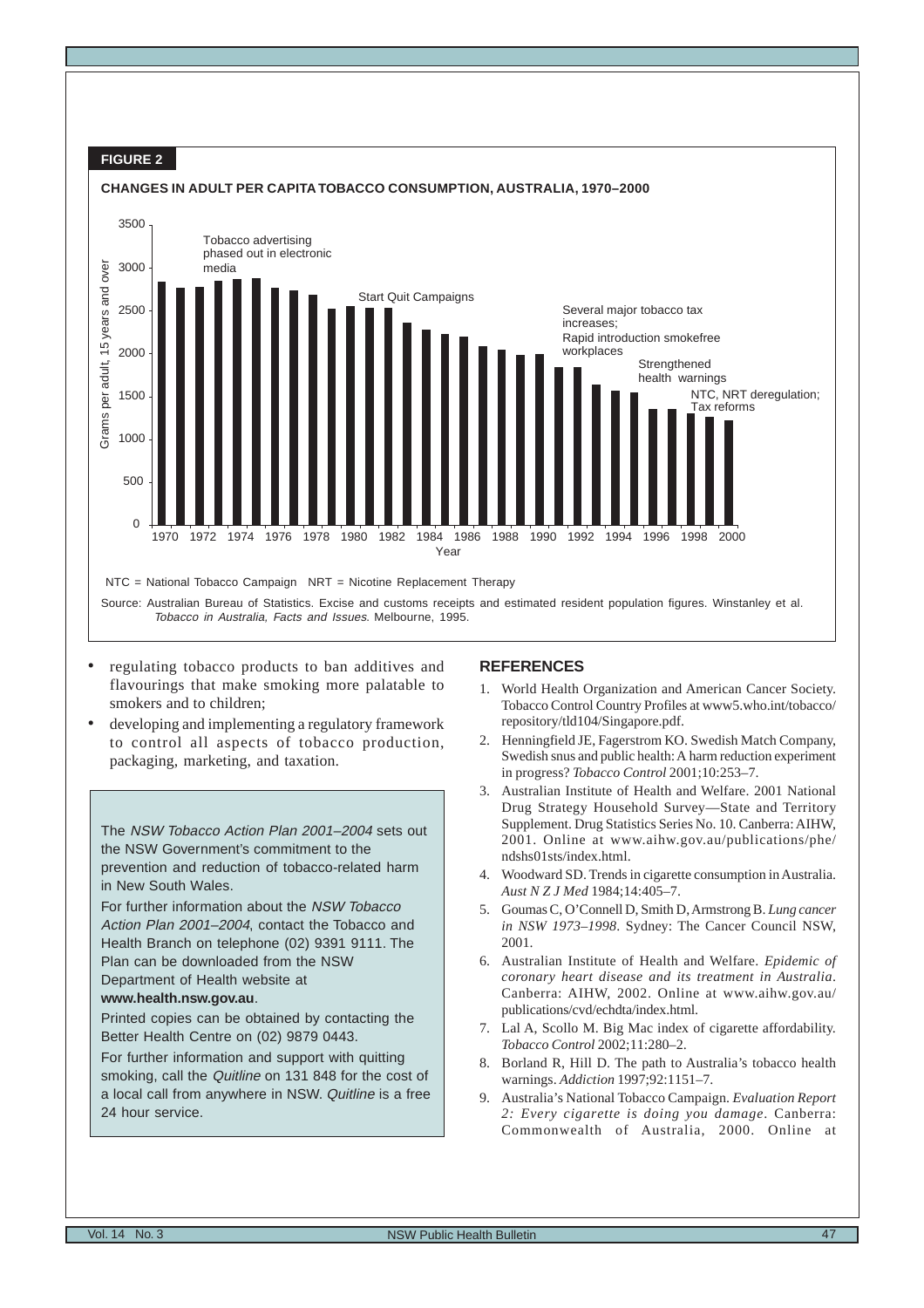**FIGURE 2**

**CHANGES IN ADULT PER CAPITA TOBACCO CONSUMPTION, AUSTRALIA, 1970–2000**

NTC = National Tobacco Campaign NRT = Nicotine Replacement Therapy

Source: Australian Bureau of Statistics. Excise and customs receipts and estimated resident population figures. Winstanley et al. *Tobacco in Australia, Facts and Issues*. Melbourne, 1995.

- regulating tobacco products to ban additives and flavourings that make smoking more palatable to smokers and to children;
- developing and implementing a regulatory framework to control all aspects of tobacco production, packaging, marketing, and taxation.

The *NSW Tobacco Action Plan 2001–2004* sets out the NSW Government's commitment to the prevention and reduction of tobacco-related harm in New South Wales.

For further information about the *NSW Tobacco Action Plan 2001–2004*, contact the Tobacco and Health Branch on telephone (02) 9391 9111. The Plan can be downloaded from the NSW Department of Health website at **www.health.nsw.gov.au**.

Printed copies can be obtained by contacting the Better Health Centre on (02) 9879 0443.

For further information and support with quitting smoking, call the *Quitline* on 131 848 for the cost of a local call from anywhere in NSW. *Quitline* is a free 24 hour service.

## REFERENCES

1. World Health Organization and American Cancer Society. Tobacco Control Country Profiles at www5.who.int/tobacco/repository/tld104/Singapore.pdf.
2. Henningfield JE, Fagerstrom KO. Swedish Match Company, Swedish snus and public health: A harm reduction experiment in progress? *Tobacco Control* 2001;10:253–7.
3. Australian Institute of Health and Welfare. 2001 National Drug Strategy Household Survey—State and Territory Supplement. Drug Statistics Series No. 10. Canberra: AIHW, 2001. Online at www.aihw.gov.au/publications/phe/ndshs01sts/index.html.
4. Woodward SD. Trends in cigarette consumption in Australia. *Aust N Z J Med* 1984;14:405–7.
5. Goumas C, O'Connell D, Smith D, Armstrong B. *Lung cancer in NSW 1973–1998*. Sydney: The Cancer Council NSW, 2001.
6. Australian Institute of Health and Welfare. *Epidemic of coronary heart disease and its treatment in Australia*. Canberra: AIHW, 2002. Online at www.aihw.gov.au/publications/cvd/echdta/index.html.
7. Lal A, Scollo M. Big Mac index of cigarette affordability. *Tobacco Control* 2002;11:280–2.
8. Borland R, Hill D. The path to Australia's tobacco health warnings. *Addiction* 1997;92:1151–7.
9. Australia's National Tobacco Campaign. *Evaluation Report 2: Every cigarette is doing you damage*. Canberra: Commonwealth of Australia, 2000. Online at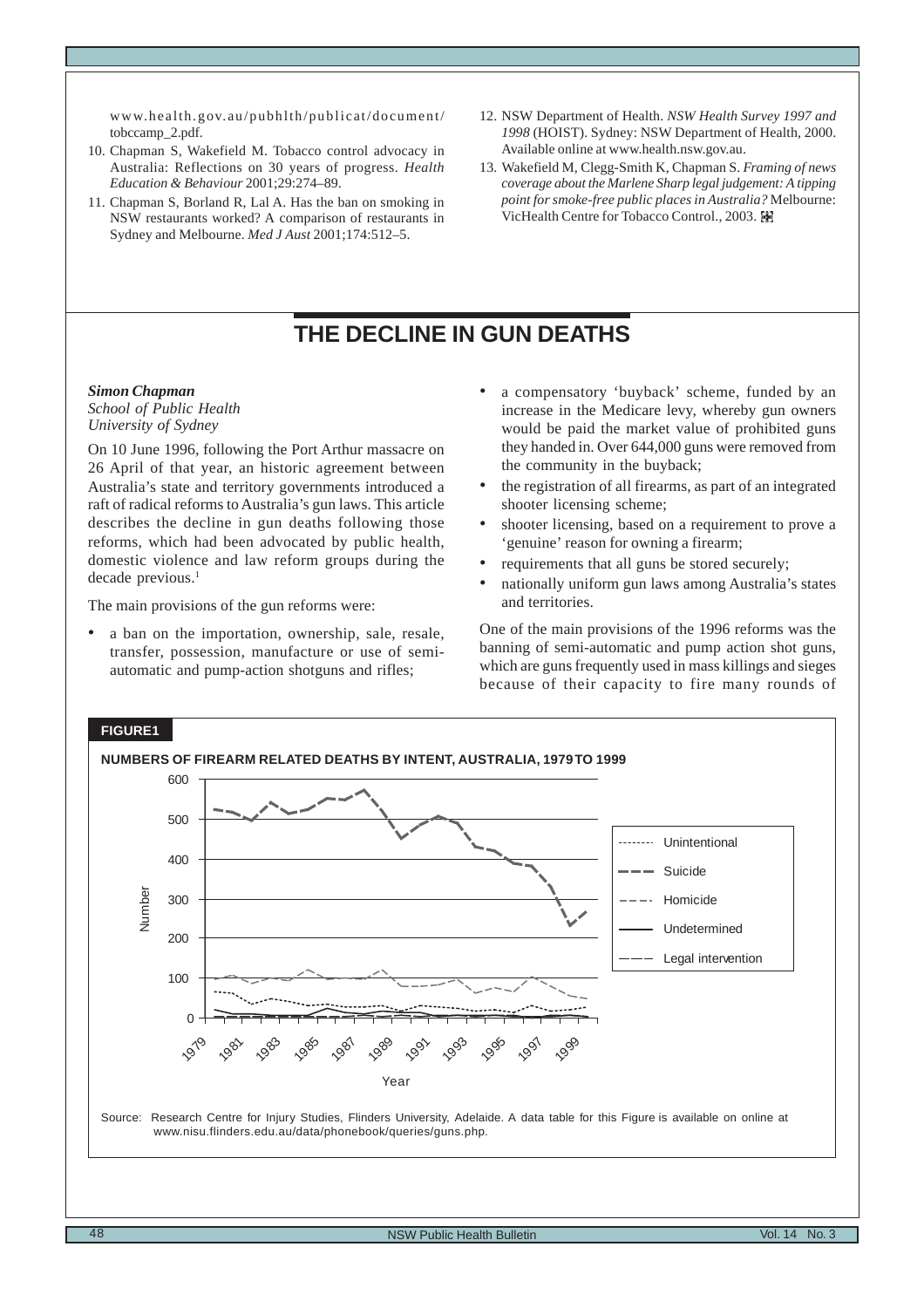www.health.gov.au/pubhlth/publicat/document/tobccamp_2.pdf.

10. Chapman S, Wakefield M. Tobacco control advocacy in Australia: Reflections on 30 years of progress. *Health Education & Behaviour* 2001;29:274–89.
11. Chapman S, Borland R, Lal A. Has the ban on smoking in NSW restaurants worked? A comparison of restaurants in Sydney and Melbourne. *Med J Aust* 2001;174:512–5.
12. NSW Department of Health. *NSW Health Survey 1997 and 1998* (HOIST). Sydney: NSW Department of Health, 2000. Available online at www.health.nsw.gov.au.
13. Wakefield M, Clegg-Smith K, Chapman S. *Framing of news coverage about the Marlene Sharp legal judgement: A tipping point for smoke-free public places in Australia?* Melbourne: VicHealth Centre for Tobacco Control., 2003.

# THE DECLINE IN GUN DEATHS

***Simon Chapman***
*School of Public Health*
*University of Sydney*

On 10 June 1996, following the Port Arthur massacre on 26 April of that year, an historic agreement between Australia's state and territory governments introduced a raft of radical reforms to Australia's gun laws. This article describes the decline in gun deaths following those reforms, which had been advocated by public health, domestic violence and law reform groups during the decade previous.[1]

The main provisions of the gun reforms were:

- a ban on the importation, ownership, sale, resale, transfer, possession, manufacture or use of semi-automatic and pump-action shotguns and rifles;
- a compensatory 'buyback' scheme, funded by an increase in the Medicare levy, whereby gun owners would be paid the market value of prohibited guns they handed in. Over 644,000 guns were removed from the community in the buyback;
- the registration of all firearms, as part of an integrated shooter licensing scheme;
- shooter licensing, based on a requirement to prove a 'genuine' reason for owning a firearm;
- requirements that all guns be stored securely;
- nationally uniform gun laws among Australia's states and territories.

One of the main provisions of the 1996 reforms was the banning of semi-automatic and pump action shot guns, which are guns frequently used in mass killings and sieges because of their capacity to fire many rounds of

**FIGURE1**

**NUMBERS OF FIREARM RELATED DEATHS BY INTENT, AUSTRALIA, 1979 TO 1999**

Source: Research Centre for Injury Studies, Flinders University, Adelaide. A data table for this Figure is available on online at www.nisu.flinders.edu.au/data/phonebook/queries/guns.php.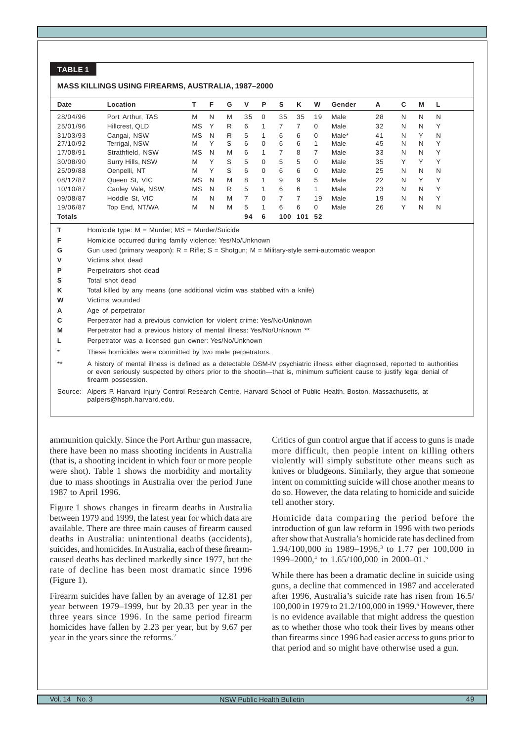**TABLE 1**

**MASS KILLINGS USING FIREARMS, AUSTRALIA, 1987–2000**

| Date | Location | T | F | G | V | P | S | K | W | Gender | A | C | M | L |
|---|---|---|---|---|---|---|---|---|---|---|---|---|---|---|
| 28/04/96 | Port Arthur, TAS | M | N | M | 35 | 0 | 35 | 35 | 19 | Male | 28 | N | N | N |
| 25/01/96 | Hillcrest, QLD | MS | Y | R | 6 | 1 | 7 | 7 | 0 | Male | 32 | N | N | Y |
| 31/03/93 | Cangai, NSW | MS | N | R | 5 | 1 | 6 | 6 | 0 | Male* | 41 | N | Y | N |
| 27/10/92 | Terrigal, NSW | M | Y | S | 6 | 0 | 6 | 6 | 1 | Male | 45 | N | N | Y |
| 17/08/91 | Strathfield, NSW | MS | N | M | 6 | 1 | 7 | 8 | 7 | Male | 33 | N | N | Y |
| 30/08/90 | Surry Hills, NSW | M | Y | S | 5 | 0 | 5 | 5 | 0 | Male | 35 | Y | Y | Y |
| 25/09/88 | Oenpelli, NT | M | Y | S | 6 | 0 | 6 | 6 | 0 | Male | 25 | N | N | N |
| 08/12/87 | Queen St, VIC | MS | N | M | 8 | 1 | 9 | 9 | 5 | Male | 22 | N | Y | Y |
| 10/10/87 | Canley Vale, NSW | MS | N | R | 5 | 1 | 6 | 6 | 1 | Male | 23 | N | N | Y |
| 09/08/87 | Hoddle St, VIC | M | N | M | 7 | 0 | 7 | 7 | 19 | Male | 19 | N | N | Y |
| 19/06/87 | Top End, NT/WA | M | N | M | 5 | 1 | 6 | 6 | 0 | Male | 26 | Y | N | N |
| **Totals** | | | | | **94** | **6** | **100** | **101** | **52** | | | | | |

**T** Homicide type: M = Murder; MS = Murder/Suicide
**F** Homicide occurred during family violence: Yes/No/Unknown
**G** Gun used (primary weapon): R = Rifle; S = Shotgun; M = Military-style semi-automatic weapon
**V** Victims shot dead
**P** Perpetrators shot dead
**S** Total shot dead
**K** Total killed by any means (one additional victim was stabbed with a knife)
**W** Victims wounded
**A** Age of perpetrator
**C** Perpetrator had a previous conviction for violent crime: Yes/No/Unknown
**M** Perpetrator had a previous history of mental illness: Yes/No/Unknown **
**L** Perpetrator was a licensed gun owner: Yes/No/Unknown
\* These homicides were committed by two male perpetrators.
\*\* A history of mental illness is defined as a detectable DSM-IV psychiatric illness either diagnosed, reported to authorities or even seriously suspected by others prior to the shootin—that is, minimum sufficient cause to justify legal denial of firearm possession.

Source: Alpers P. Harvard Injury Control Research Centre, Harvard School of Public Health. Boston, Massachusetts, at palpers@hsph.harvard.edu.

ammunition quickly. Since the Port Arthur gun massacre, there have been no mass shooting incidents in Australia (that is, a shooting incident in which four or more people were shot). Table 1 shows the morbidity and mortality due to mass shootings in Australia over the period June 1987 to April 1996.

Figure 1 shows changes in firearm deaths in Australia between 1979 and 1999, the latest year for which data are available. There are three main causes of firearm caused deaths in Australia: unintentional deaths (accidents), suicides, and homicides. In Australia, each of these firearm-caused deaths has declined markedly since 1977, but the rate of decline has been most dramatic since 1996 (Figure 1).

Firearm suicides have fallen by an average of 12.81 per year between 1979–1999, but by 20.33 per year in the three years since 1996. In the same period firearm homicides have fallen by 2.23 per year, but by 9.67 per year in the years since the reforms.[2]

Critics of gun control argue that if access to guns is made more difficult, then people intent on killing others violently will simply substitute other means such as knives or bludgeons. Similarly, they argue that someone intent on committing suicide will chose another means to do so. However, the data relating to homicide and suicide tell another story.

Homicide data comparing the period before the introduction of gun law reform in 1996 with two periods after show that Australia's homicide rate has declined from 1.94/100,000 in 1989–1996,[3] to 1.77 per 100,000 in 1999–2000,[4] to 1.65/100,000 in 2000–01.[5]

While there has been a dramatic decline in suicide using guns, a decline that commenced in 1987 and accelerated after 1996, Australia's suicide rate has risen from 16.5/100,000 in 1979 to 21.2/100,000 in 1999.[6] However, there is no evidence available that might address the question as to whether those who took their lives by means other than firearms since 1996 had easier access to guns prior to that period and so might have otherwise used a gun.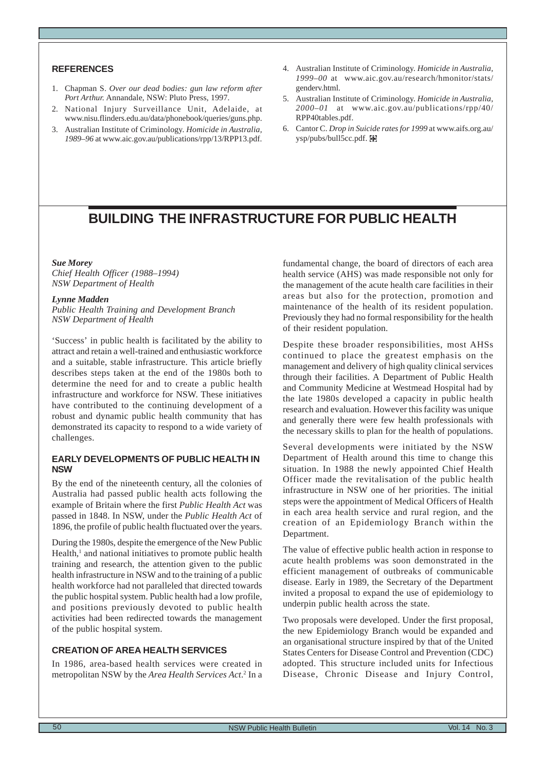## REFERENCES

1. Chapman S. *Over our dead bodies: gun law reform after Port Arthur.* Annandale, NSW: Pluto Press, 1997.
2. National Injury Surveillance Unit, Adelaide, at www.nisu.flinders.edu.au/data/phonebook/queries/guns.php.
3. Australian Institute of Criminology. *Homicide in Australia, 1989–96* at www.aic.gov.au/publications/rpp/13/RPP13.pdf.
4. Australian Institute of Criminology. *Homicide in Australia, 1999–00* at www.aic.gov.au/research/hmonitor/stats/genderv.html.
5. Australian Institute of Criminology. *Homicide in Australia, 2000–01* at www.aic.gov.au/publications/rpp/40/RPP40tables.pdf.
6. Cantor C. *Drop in Suicide rates for 1999* at www.aifs.org.au/ysp/pubs/bull5cc.pdf.

# BUILDING THE INFRASTRUCTURE FOR PUBLIC HEALTH

***Sue Morey***
*Chief Health Officer (1988–1994)*
*NSW Department of Health*

***Lynne Madden***
*Public Health Training and Development Branch*
*NSW Department of Health*

'Success' in public health is facilitated by the ability to attract and retain a well-trained and enthusiastic workforce and a suitable, stable infrastructure. This article briefly describes steps taken at the end of the 1980s both to determine the need for and to create a public health infrastructure and workforce for NSW. These initiatives have contributed to the continuing development of a robust and dynamic public health community that has demonstrated its capacity to respond to a wide variety of challenges.

## EARLY DEVELOPMENTS OF PUBLIC HEALTH IN NSW

By the end of the nineteenth century, all the colonies of Australia had passed public health acts following the example of Britain where the first *Public Health Act* was passed in 1848. In NSW, under the *Public Health Act* of 1896, the profile of public health fluctuated over the years.

During the 1980s, despite the emergence of the New Public Health,[1] and national initiatives to promote public health training and research, the attention given to the public health infrastructure in NSW and to the training of a public health workforce had not paralleled that directed towards the public hospital system. Public health had a low profile, and positions previously devoted to public health activities had been redirected towards the management of the public hospital system.

## CREATION OF AREA HEALTH SERVICES

In 1986, area-based health services were created in metropolitan NSW by the *Area Health Services Act*.[2] In a fundamental change, the board of directors of each area health service (AHS) was made responsible not only for the management of the acute health care facilities in their areas but also for the protection, promotion and maintenance of the health of its resident population. Previously they had no formal responsibility for the health of their resident population.

Despite these broader responsibilities, most AHSs continued to place the greatest emphasis on the management and delivery of high quality clinical services through their facilities. A Department of Public Health and Community Medicine at Westmead Hospital had by the late 1980s developed a capacity in public health research and evaluation. However this facility was unique and generally there were few health professionals with the necessary skills to plan for the health of populations.

Several developments were initiated by the NSW Department of Health around this time to change this situation. In 1988 the newly appointed Chief Health Officer made the revitalisation of the public health infrastructure in NSW one of her priorities. The initial steps were the appointment of Medical Officers of Health in each area health service and rural region, and the creation of an Epidemiology Branch within the Department.

The value of effective public health action in response to acute health problems was soon demonstrated in the efficient management of outbreaks of communicable disease. Early in 1989, the Secretary of the Department invited a proposal to expand the use of epidemiology to underpin public health across the state.

Two proposals were developed. Under the first proposal, the new Epidemiology Branch would be expanded and an organisational structure inspired by that of the United States Centers for Disease Control and Prevention (CDC) adopted. This structure included units for Infectious Disease, Chronic Disease and Injury Control,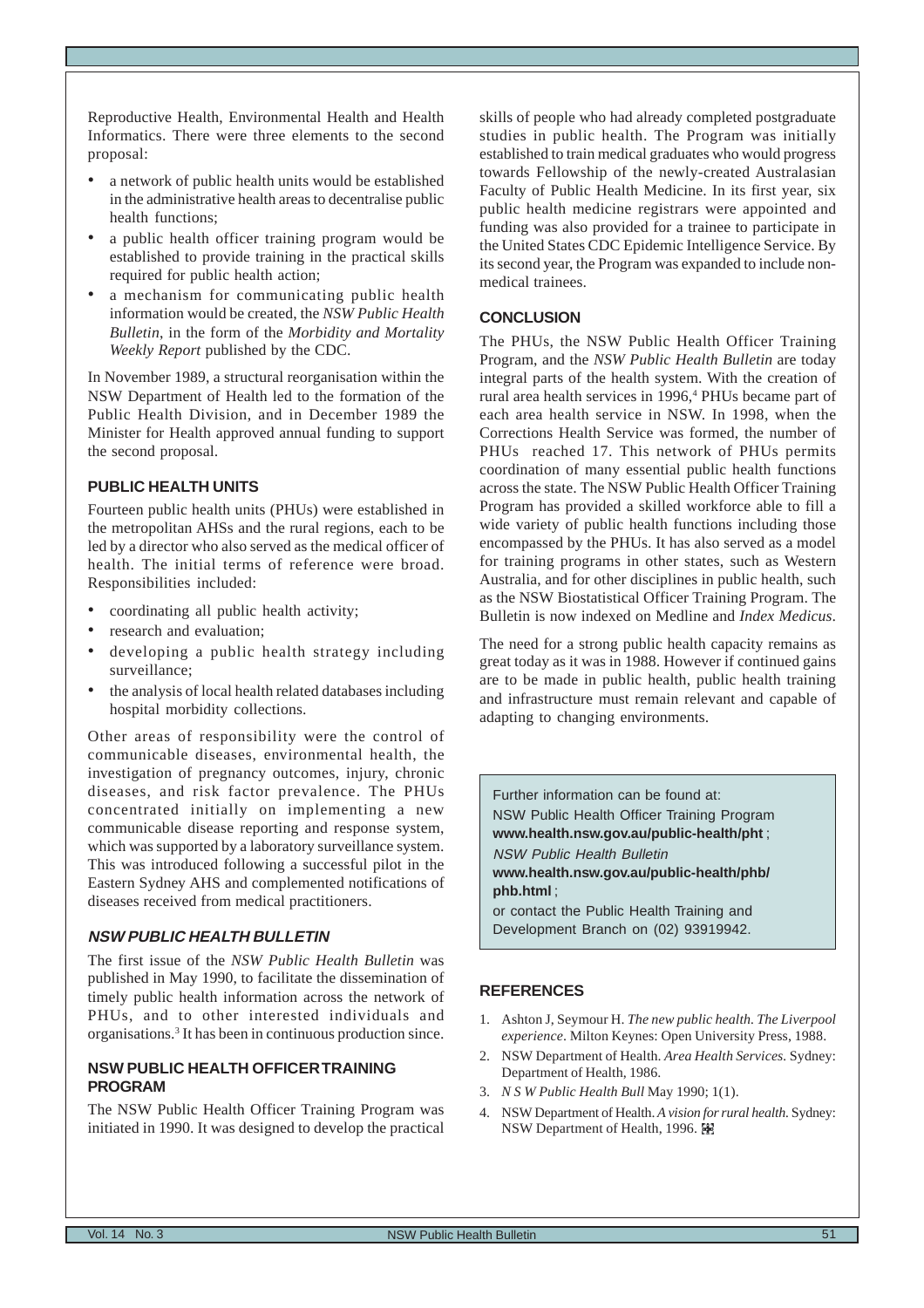Reproductive Health, Environmental Health and Health Informatics. There were three elements to the second proposal:

- a network of public health units would be established in the administrative health areas to decentralise public health functions;
- a public health officer training program would be established to provide training in the practical skills required for public health action;
- a mechanism for communicating public health information would be created, the *NSW Public Health Bulletin*, in the form of the *Morbidity and Mortality Weekly Report* published by the CDC.

In November 1989, a structural reorganisation within the NSW Department of Health led to the formation of the Public Health Division, and in December 1989 the Minister for Health approved annual funding to support the second proposal.

## PUBLIC HEALTH UNITS

Fourteen public health units (PHUs) were established in the metropolitan AHSs and the rural regions, each to be led by a director who also served as the medical officer of health. The initial terms of reference were broad. Responsibilities included:

- coordinating all public health activity;
- research and evaluation;
- developing a public health strategy including surveillance;
- the analysis of local health related databases including hospital morbidity collections.

Other areas of responsibility were the control of communicable diseases, environmental health, the investigation of pregnancy outcomes, injury, chronic diseases, and risk factor prevalence. The PHUs concentrated initially on implementing a new communicable disease reporting and response system, which was supported by a laboratory surveillance system. This was introduced following a successful pilot in the Eastern Sydney AHS and complemented notifications of diseases received from medical practitioners.

## *NSW PUBLIC HEALTH BULLETIN*

The first issue of the *NSW Public Health Bulletin* was published in May 1990, to facilitate the dissemination of timely public health information across the network of PHUs, and to other interested individuals and organisations.[3] It has been in continuous production since.

## NSW PUBLIC HEALTH OFFICER TRAINING PROGRAM

The NSW Public Health Officer Training Program was initiated in 1990. It was designed to develop the practical skills of people who had already completed postgraduate studies in public health. The Program was initially established to train medical graduates who would progress towards Fellowship of the newly-created Australasian Faculty of Public Health Medicine. In its first year, six public health medicine registrars were appointed and funding was also provided for a trainee to participate in the United States CDC Epidemic Intelligence Service. By its second year, the Program was expanded to include non-medical trainees.

## CONCLUSION

The PHUs, the NSW Public Health Officer Training Program, and the *NSW Public Health Bulletin* are today integral parts of the health system. With the creation of rural area health services in 1996,[4] PHUs became part of each area health service in NSW. In 1998, when the Corrections Health Service was formed, the number of PHUs reached 17. This network of PHUs permits coordination of many essential public health functions across the state. The NSW Public Health Officer Training Program has provided a skilled workforce able to fill a wide variety of public health functions including those encompassed by the PHUs. It has also served as a model for training programs in other states, such as Western Australia, and for other disciplines in public health, such as the NSW Biostatistical Officer Training Program. The Bulletin is now indexed on Medline and *Index Medicus*.

The need for a strong public health capacity remains as great today as it was in 1988. However if continued gains are to be made in public health, public health training and infrastructure must remain relevant and capable of adapting to changing environments.

Further information can be found at:
NSW Public Health Officer Training Program
**www.health.nsw.gov.au/public-health/pht** ;
*NSW Public Health Bulletin*
**www.health.nsw.gov.au/public-health/phb/phb.html** ;
or contact the Public Health Training and Development Branch on (02) 93919942.

## REFERENCES

1. Ashton J, Seymour H. *The new public health. The Liverpool experience*. Milton Keynes: Open University Press, 1988.
2. NSW Department of Health. *Area Health Services*. Sydney: Department of Health, 1986.
3. *N S W Public Health Bull* May 1990; 1(1).
4. NSW Department of Health. *A vision for rural health*. Sydney: NSW Department of Health, 1996.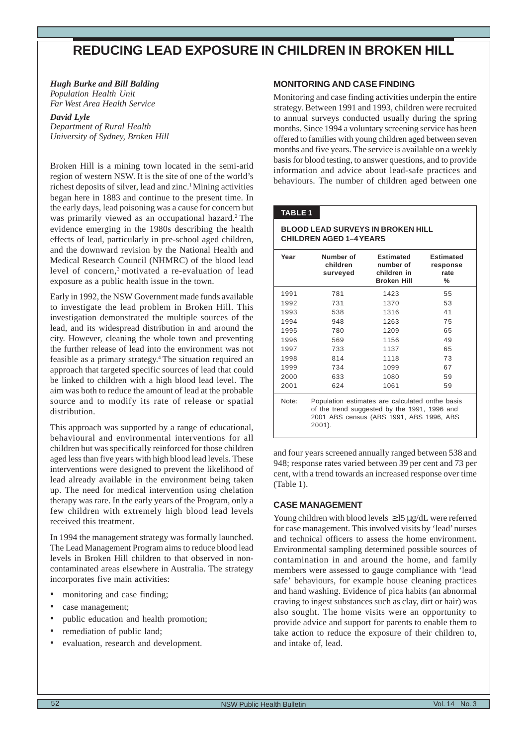# REDUCING LEAD EXPOSURE IN CHILDREN IN BROKEN HILL

***Hugh Burke and Bill Balding***
*Population Health Unit*
*Far West Area Health Service*

***David Lyle***
*Department of Rural Health*
*University of Sydney, Broken Hill*

Broken Hill is a mining town located in the semi-arid region of western NSW. It is the site of one of the world's richest deposits of silver, lead and zinc.[1] Mining activities began here in 1883 and continue to the present time. In the early days, lead poisoning was a cause for concern but was primarily viewed as an occupational hazard.[2] The evidence emerging in the 1980s describing the health effects of lead, particularly in pre-school aged children, and the downward revision by the National Health and Medical Research Council (NHMRC) of the blood lead level of concern,[3] motivated a re-evaluation of lead exposure as a public health issue in the town.

Early in 1992, the NSW Government made funds available to investigate the lead problem in Broken Hill. This investigation demonstrated the multiple sources of the lead, and its widespread distribution in and around the city. However, cleaning the whole town and preventing the further release of lead into the environment was not feasible as a primary strategy.[4] The situation required an approach that targeted specific sources of lead that could be linked to children with a high blood lead level. The aim was both to reduce the amount of lead at the probable source and to modify its rate of release or spatial distribution.

This approach was supported by a range of educational, behavioural and environmental interventions for all children but was specifically reinforced for those children aged less than five years with high blood lead levels. These interventions were designed to prevent the likelihood of lead already available in the environment being taken up. The need for medical intervention using chelation therapy was rare. In the early years of the Program, only a few children with extremely high blood lead levels received this treatment.

In 1994 the management strategy was formally launched. The Lead Management Program aims to reduce blood lead levels in Broken Hill children to that observed in non-contaminated areas elsewhere in Australia. The strategy incorporates five main activities:

- monitoring and case finding;
- case management;
- public education and health promotion;
- remediation of public land;
- evaluation, research and development.

## MONITORING AND CASE FINDING

Monitoring and case finding activities underpin the entire strategy. Between 1991 and 1993, children were recruited to annual surveys conducted usually during the spring months. Since 1994 a voluntary screening service has been offered to families with young children aged between seven months and five years. The service is available on a weekly basis for blood testing, to answer questions, and to provide information and advice about lead-safe practices and behaviours. The number of children aged between one and four years screened annually ranged between 538 and 948; response rates varied between 39 per cent and 73 per cent, with a trend towards an increased response over time (Table 1).

**TABLE 1**

**BLOOD LEAD SURVEYS IN BROKEN HILL CHILDREN AGED 1–4 YEARS**

| Year | Number of children surveyed | Estimated number of children in Broken Hill | Estimated response rate % |
|---|---|---|---|
| 1991 | 781 | 1423 | 55 |
| 1992 | 731 | 1370 | 53 |
| 1993 | 538 | 1316 | 41 |
| 1994 | 948 | 1263 | 75 |
| 1995 | 780 | 1209 | 65 |
| 1996 | 569 | 1156 | 49 |
| 1997 | 733 | 1137 | 65 |
| 1998 | 814 | 1118 | 73 |
| 1999 | 734 | 1099 | 67 |
| 2000 | 633 | 1080 | 59 |
| 2001 | 624 | 1061 | 59 |

Note: Population estimates are calculated onthe basis of the trend suggested by the 1991, 1996 and 2001 ABS census (ABS 1991, ABS 1996, ABS 2001).

## CASE MANAGEMENT

Young children with blood levels $\geq 15$ μg/dL were referred for case management. This involved visits by 'lead' nurses and technical officers to assess the home environment. Environmental sampling determined possible sources of contamination in and around the home, and family members were assessed to gauge compliance with 'lead safe' behaviours, for example house cleaning practices and hand washing. Evidence of pica habits (an abnormal craving to ingest substances such as clay, dirt or hair) was also sought. The home visits were an opportunity to provide advice and support for parents to enable them to take action to reduce the exposure of their children to, and intake of, lead.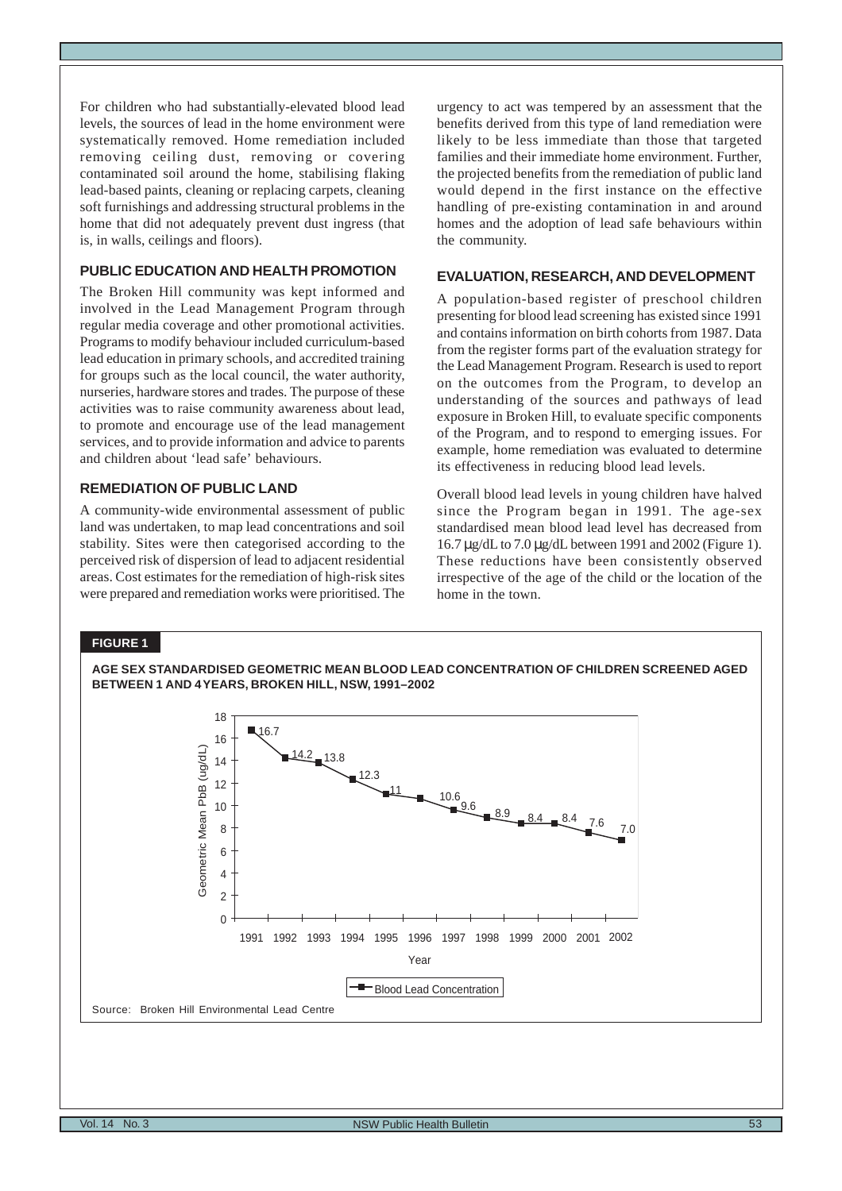For children who had substantially-elevated blood lead levels, the sources of lead in the home environment were systematically removed. Home remediation included removing ceiling dust, removing or covering contaminated soil around the home, stabilising flaking lead-based paints, cleaning or replacing carpets, cleaning soft furnishings and addressing structural problems in the home that did not adequately prevent dust ingress (that is, in walls, ceilings and floors).

### PUBLIC EDUCATION AND HEALTH PROMOTION

The Broken Hill community was kept informed and involved in the Lead Management Program through regular media coverage and other promotional activities. Programs to modify behaviour included curriculum-based lead education in primary schools, and accredited training for groups such as the local council, the water authority, nurseries, hardware stores and trades. The purpose of these activities was to raise community awareness about lead, to promote and encourage use of the lead management services, and to provide information and advice to parents and children about 'lead safe' behaviours.

### REMEDIATION OF PUBLIC LAND

A community-wide environmental assessment of public land was undertaken, to map lead concentrations and soil stability. Sites were then categorised according to the perceived risk of dispersion of lead to adjacent residential areas. Cost estimates for the remediation of high-risk sites were prepared and remediation works were prioritised. The urgency to act was tempered by an assessment that the benefits derived from this type of land remediation were likely to be less immediate than those that targeted families and their immediate home environment. Further, the projected benefits from the remediation of public land would depend in the first instance on the effective handling of pre-existing contamination in and around homes and the adoption of lead safe behaviours within the community.

### EVALUATION, RESEARCH, AND DEVELOPMENT

A population-based register of preschool children presenting for blood lead screening has existed since 1991 and contains information on birth cohorts from 1987. Data from the register forms part of the evaluation strategy for the Lead Management Program. Research is used to report on the outcomes from the Program, to develop an understanding of the sources and pathways of lead exposure in Broken Hill, to evaluate specific components of the Program, and to respond to emerging issues. For example, home remediation was evaluated to determine its effectiveness in reducing blood lead levels.

Overall blood lead levels in young children have halved since the Program began in 1991. The age-sex standardised mean blood lead level has decreased from 16.7 μg/dL to 7.0 μg/dL between 1991 and 2002 (Figure 1). These reductions have been consistently observed irrespective of the age of the child or the location of the home in the town.

**FIGURE 1**

**AGE SEX STANDARDISED GEOMETRIC MEAN BLOOD LEAD CONCENTRATION OF CHILDREN SCREENED AGED BETWEEN 1 AND 4 YEARS, BROKEN HILL, NSW, 1991–2002**

| Year | Geometric Mean PbB (ug/dL) |
|---|---|
| 1991 | 16.7 |
| 1992 | 14.2 |
| 1993 | 13.8 |
| 1994 | 12.3 |
| 1995 | 11 |
| 1996 | 10.6 |
| 1997 | 9.6 |
| 1998 | 8.9 |
| 1999 | 8.4 |
| 2000 | 8.4 |
| 2001 | 7.6 |
| 2002 | 7.0 |

Source: Broken Hill Environmental Lead Centre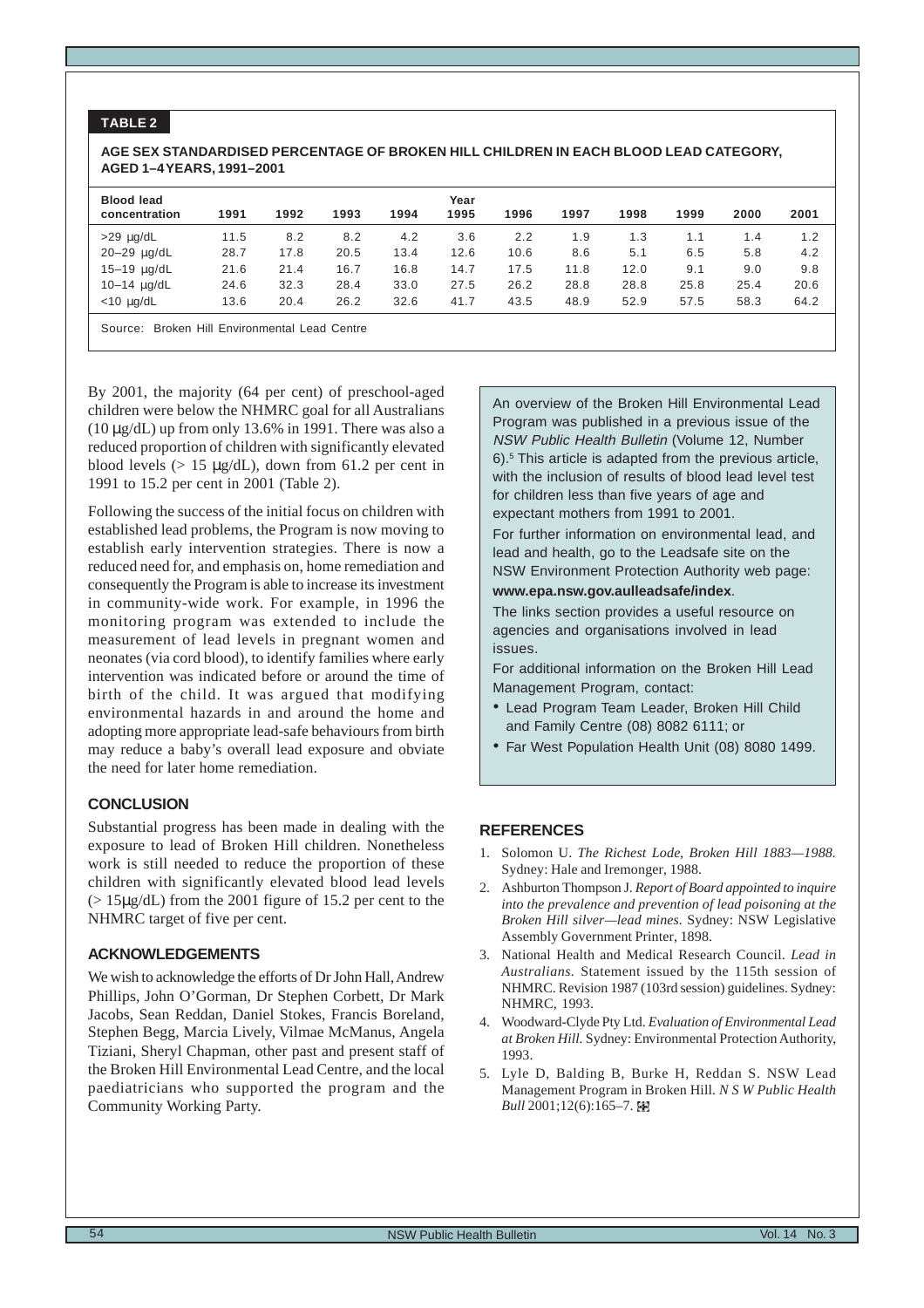**TABLE 2**

**AGE SEX STANDARDISED PERCENTAGE OF BROKEN HILL CHILDREN IN EACH BLOOD LEAD CATEGORY, AGED 1–4 YEARS, 1991–2001**

| Blood lead concentration | 1991 | 1992 | 1993 | 1994 | Year 1995 | 1996 | 1997 | 1998 | 1999 | 2000 | 2001 |
|---|---|---|---|---|---|---|---|---|---|---|---|
| >29 µg/dL | 11.5 | 8.2 | 8.2 | 4.2 | 3.6 | 2.2 | 1.9 | 1.3 | 1.1 | 1.4 | 1.2 |
| 20–29 µg/dL | 28.7 | 17.8 | 20.5 | 13.4 | 12.6 | 10.6 | 8.6 | 5.1 | 6.5 | 5.8 | 4.2 |
| 15–19 µg/dL | 21.6 | 21.4 | 16.7 | 16.8 | 14.7 | 17.5 | 11.8 | 12.0 | 9.1 | 9.0 | 9.8 |
| 10–14 µg/dL | 24.6 | 32.3 | 28.4 | 33.0 | 27.5 | 26.2 | 28.8 | 28.8 | 25.8 | 25.4 | 20.6 |
| <10 µg/dL | 13.6 | 20.4 | 26.2 | 32.6 | 41.7 | 43.5 | 48.9 | 52.9 | 57.5 | 58.3 | 64.2 |

Source: Broken Hill Environmental Lead Centre

By 2001, the majority (64 per cent) of preschool-aged children were below the NHMRC goal for all Australians (10 µg/dL) up from only 13.6% in 1991. There was also a reduced proportion of children with significantly elevated blood levels (> 15 µg/dL), down from 61.2 per cent in 1991 to 15.2 per cent in 2001 (Table 2).

Following the success of the initial focus on children with established lead problems, the Program is now moving to establish early intervention strategies. There is now a reduced need for, and emphasis on, home remediation and consequently the Program is able to increase its investment in community-wide work. For example, in 1996 the monitoring program was extended to include the measurement of lead levels in pregnant women and neonates (via cord blood), to identify families where early intervention was indicated before or around the time of birth of the child. It was argued that modifying environmental hazards in and around the home and adopting more appropriate lead-safe behaviours from birth may reduce a baby's overall lead exposure and obviate the need for later home remediation.

## CONCLUSION

Substantial progress has been made in dealing with the exposure to lead of Broken Hill children. Nonetheless work is still needed to reduce the proportion of these children with significantly elevated blood lead levels (> 15µg/dL) from the 2001 figure of 15.2 per cent to the NHMRC target of five per cent.

## ACKNOWLEDGEMENTS

We wish to acknowledge the efforts of Dr John Hall, Andrew Phillips, John O'Gorman, Dr Stephen Corbett, Dr Mark Jacobs, Sean Reddan, Daniel Stokes, Francis Boreland, Stephen Begg, Marcia Lively, Vilmae McManus, Angela Tiziani, Sheryl Chapman, other past and present staff of the Broken Hill Environmental Lead Centre, and the local paediatricians who supported the program and the Community Working Party.

An overview of the Broken Hill Environmental Lead Program was published in a previous issue of the *NSW Public Health Bulletin* (Volume 12, Number 6).[5] This article is adapted from the previous article, with the inclusion of results of blood lead level test for children less than five years of age and expectant mothers from 1991 to 2001.

For further information on environmental lead, and lead and health, go to the Leadsafe site on the NSW Environment Protection Authority web page: **www.epa.nsw.gov.au/leadsafe/index**.

The links section provides a useful resource on agencies and organisations involved in lead issues.

For additional information on the Broken Hill Lead Management Program, contact:

- Lead Program Team Leader, Broken Hill Child and Family Centre (08) 8082 6111; or
- Far West Population Health Unit (08) 8080 1499.

## REFERENCES

1. Solomon U. *The Richest Lode, Broken Hill 1883—1988*. Sydney: Hale and Iremonger, 1988.
2. Ashburton Thompson J. *Report of Board appointed to inquire into the prevalence and prevention of lead poisoning at the Broken Hill silver—lead mines*. Sydney: NSW Legislative Assembly Government Printer, 1898.
3. National Health and Medical Research Council. *Lead in Australians*. Statement issued by the 115th session of NHMRC. Revision 1987 (103rd session) guidelines. Sydney: NHMRC, 1993.
4. Woodward-Clyde Pty Ltd. *Evaluation of Environmental Lead at Broken Hill*. Sydney: Environmental Protection Authority, 1993.
5. Lyle D, Balding B, Burke H, Reddan S. NSW Lead Management Program in Broken Hill. *N S W Public Health Bull* 2001;12(6):165–7.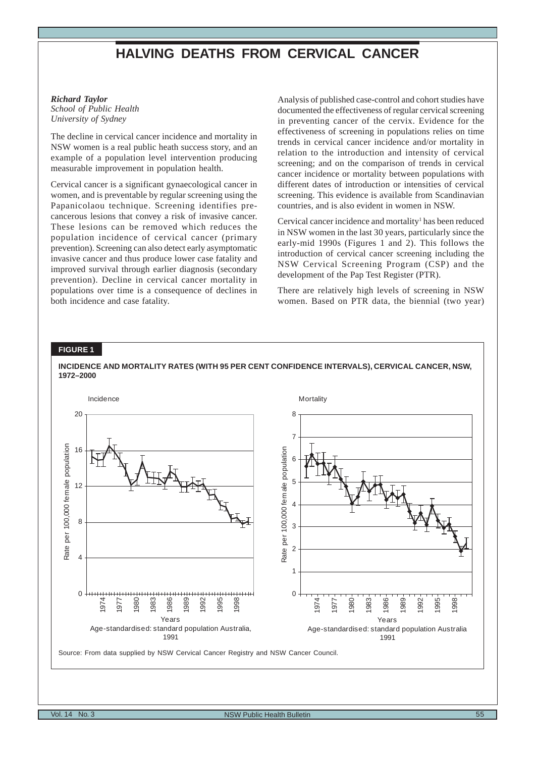# HALVING DEATHS FROM CERVICAL CANCER

***Richard Taylor***
*School of Public Health*
*University of Sydney*

The decline in cervical cancer incidence and mortality in NSW women is a real public heath success story, and an example of a population level intervention producing measurable improvement in population health.

Cervical cancer is a significant gynaecological cancer in women, and is preventable by regular screening using the Papanicolaou technique. Screening identifies pre-cancerous lesions that convey a risk of invasive cancer. These lesions can be removed which reduces the population incidence of cervical cancer (primary prevention). Screening can also detect early asymptomatic invasive cancer and thus produce lower case fatality and improved survival through earlier diagnosis (secondary prevention). Decline in cervical cancer mortality in populations over time is a consequence of declines in both incidence and case fatality.

Analysis of published case-control and cohort studies have documented the effectiveness of regular cervical screening in preventing cancer of the cervix. Evidence for the effectiveness of screening in populations relies on time trends in cervical cancer incidence and/or mortality in relation to the introduction and intensity of cervical screening; and on the comparison of trends in cervical cancer incidence or mortality between populations with different dates of introduction or intensities of cervical screening. This evidence is available from Scandinavian countries, and is also evident in women in NSW.

Cervical cancer incidence and mortality[1] has been reduced in NSW women in the last 30 years, particularly since the early-mid 1990s (Figures 1 and 2). This follows the introduction of cervical cancer screening including the NSW Cervical Screening Program (CSP) and the development of the Pap Test Register (PTR).

There are relatively high levels of screening in NSW women. Based on PTR data, the biennial (two year)

**FIGURE 1**

**INCIDENCE AND MORTALITY RATES (WITH 95 PER CENT CONFIDENCE INTERVALS), CERVICAL CANCER, NSW, 1972–2000**

Incidence — Rate per 100,000 female population; Years; Age-standardised: standard population Australia, 1991

Mortality — Rate per 100,000 female population; Years; Age-standardised: standard population Australia 1991

Source: From data supplied by NSW Cervical Cancer Registry and NSW Cancer Council.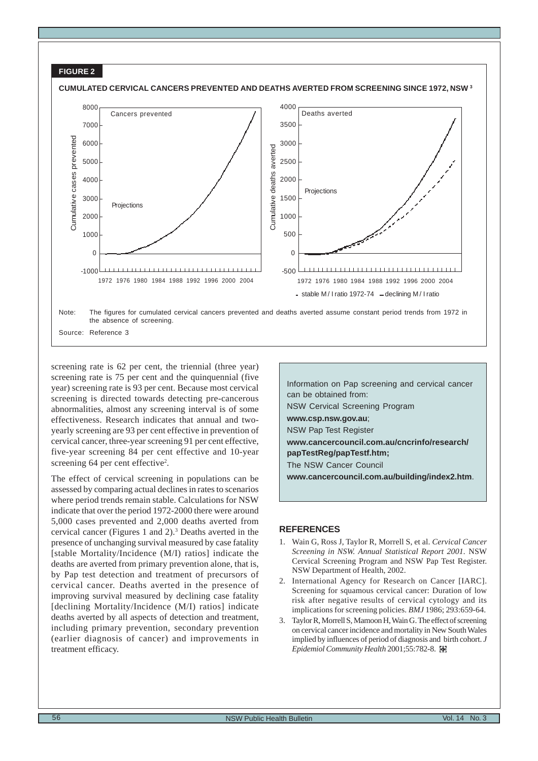**FIGURE 2**

**CUMULATED CERVICAL CANCERS PREVENTED AND DEATHS AVERTED FROM SCREENING SINCE 1972, NSW [3]**

Note: The figures for cumulated cervical cancers prevented and deaths averted assume constant period trends from 1972 in the absence of screening.

Source: Reference 3

screening rate is 62 per cent, the triennial (three year) screening rate is 75 per cent and the quinquennial (five year) screening rate is 93 per cent. Because most cervical screening is directed towards detecting pre-cancerous abnormalities, almost any screening interval is of some effectiveness. Research indicates that annual and two-yearly screening are 93 per cent effective in prevention of cervical cancer, three-year screening 91 per cent effective, five-year screening 84 per cent effective and 10-year screening 64 per cent effective[2].

The effect of cervical screening in populations can be assessed by comparing actual declines in rates to scenarios where period trends remain stable. Calculations for NSW indicate that over the period 1972-2000 there were around 5,000 cases prevented and 2,000 deaths averted from cervical cancer (Figures 1 and 2).[3] Deaths averted in the presence of unchanging survival measured by case fatality [stable Mortality/Incidence (M/I) ratios] indicate the deaths are averted from primary prevention alone, that is, by Pap test detection and treatment of precursors of cervical cancer. Deaths averted in the presence of improving survival measured by declining case fatality [declining Mortality/Incidence (M/I) ratios] indicate deaths averted by all aspects of detection and treatment, including primary prevention, secondary prevention (earlier diagnosis of cancer) and improvements in treatment efficacy.

Information on Pap screening and cervical cancer can be obtained from:

NSW Cervical Screening Program

**www.csp.nsw.gov.au**;

NSW Pap Test Register

**www.cancercouncil.com.au/cncrinfo/research/papTestReg/papTestf.htm;**

The NSW Cancer Council

**www.cancercouncil.com.au/building/index2.htm**.

## REFERENCES

1. Wain G, Ross J, Taylor R, Morrell S, et al. *Cervical Cancer Screening in NSW. Annual Statistical Report 2001.* NSW Cervical Screening Program and NSW Pap Test Register. NSW Department of Health, 2002.
2. International Agency for Research on Cancer [IARC]. Screening for squamous cervical cancer: Duration of low risk after negative results of cervical cytology and its implications for screening policies. *BMJ* 1986; 293:659-64.
3. Taylor R, Morrell S, Mamoon H, Wain G. The effect of screening on cervical cancer incidence and mortality in New South Wales implied by influences of period of diagnosis and birth cohort. *J Epidemiol Community Health* 2001;55:782-8.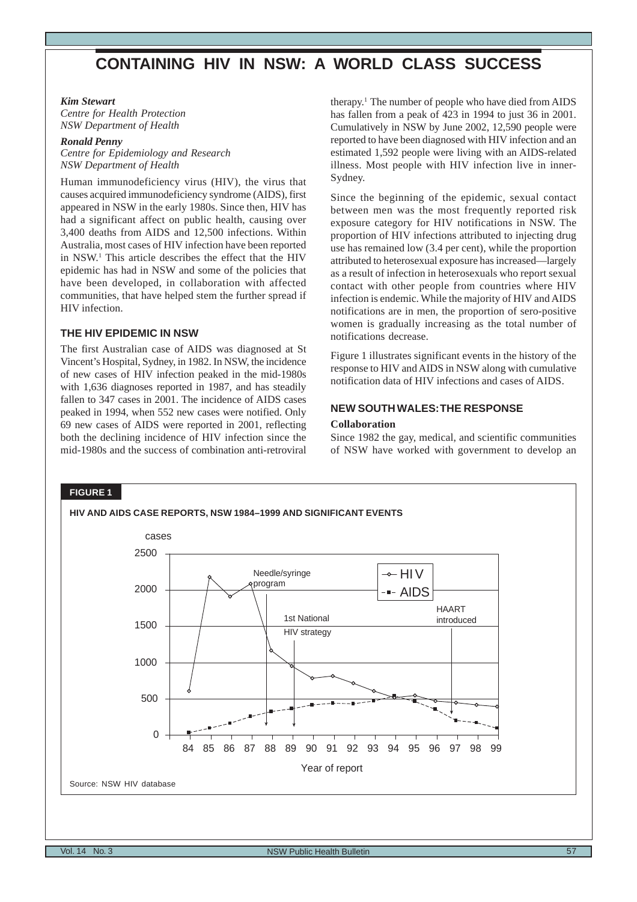# CONTAINING HIV IN NSW: A WORLD CLASS SUCCESS

***Kim Stewart***
*Centre for Health Protection*
*NSW Department of Health*

***Ronald Penny***
*Centre for Epidemiology and Research*
*NSW Department of Health*

Human immunodeficiency virus (HIV), the virus that causes acquired immunodeficiency syndrome (AIDS), first appeared in NSW in the early 1980s. Since then, HIV has had a significant affect on public health, causing over 3,400 deaths from AIDS and 12,500 infections. Within Australia, most cases of HIV infection have been reported in NSW.[1] This article describes the effect that the HIV epidemic has had in NSW and some of the policies that have been developed, in collaboration with affected communities, that have helped stem the further spread if HIV infection.

## THE HIV EPIDEMIC IN NSW

The first Australian case of AIDS was diagnosed at St Vincent's Hospital, Sydney, in 1982. In NSW, the incidence of new cases of HIV infection peaked in the mid-1980s with 1,636 diagnoses reported in 1987, and has steadily fallen to 347 cases in 2001. The incidence of AIDS cases peaked in 1994, when 552 new cases were notified. Only 69 new cases of AIDS were reported in 2001, reflecting both the declining incidence of HIV infection since the mid-1980s and the success of combination anti-retroviral therapy.[1] The number of people who have died from AIDS has fallen from a peak of 423 in 1994 to just 36 in 2001. Cumulatively in NSW by June 2002, 12,590 people were reported to have been diagnosed with HIV infection and an estimated 1,592 people were living with an AIDS-related illness. Most people with HIV infection live in inner-Sydney.

Since the beginning of the epidemic, sexual contact between men was the most frequently reported risk exposure category for HIV notifications in NSW. The proportion of HIV infections attributed to injecting drug use has remained low (3.4 per cent), while the proportion attributed to heterosexual exposure has increased—largely as a result of infection in heterosexuals who report sexual contact with other people from countries where HIV infection is endemic. While the majority of HIV and AIDS notifications are in men, the proportion of sero-positive women is gradually increasing as the total number of notifications decrease.

Figure 1 illustrates significant events in the history of the response to HIV and AIDS in NSW along with cumulative notification data of HIV infections and cases of AIDS.

## NEW SOUTH WALES: THE RESPONSE

### Collaboration

Since 1982 the gay, medical, and scientific communities of NSW have worked with government to develop an

**FIGURE 1**

**HIV AND AIDS CASE REPORTS, NSW 1984–1999 AND SIGNIFICANT EVENTS**

Source: NSW HIV database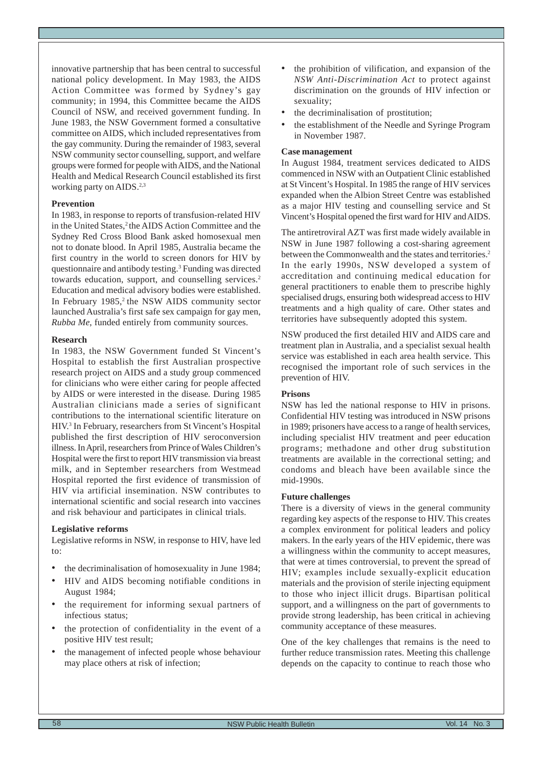innovative partnership that has been central to successful national policy development. In May 1983, the AIDS Action Committee was formed by Sydney's gay community; in 1994, this Committee became the AIDS Council of NSW, and received government funding. In June 1983, the NSW Government formed a consultative committee on AIDS, which included representatives from the gay community. During the remainder of 1983, several NSW community sector counselling, support, and welfare groups were formed for people with AIDS, and the National Health and Medical Research Council established its first working party on AIDS.[2,3]

**Prevention**

In 1983, in response to reports of transfusion-related HIV in the United States,[2] the AIDS Action Committee and the Sydney Red Cross Blood Bank asked homosexual men not to donate blood. In April 1985, Australia became the first country in the world to screen donors for HIV by questionnaire and antibody testing.[3] Funding was directed towards education, support, and counselling services.[2] Education and medical advisory bodies were established. In February 1985,[2] the NSW AIDS community sector launched Australia's first safe sex campaign for gay men, *Rubba Me*, funded entirely from community sources.

**Research**

In 1983, the NSW Government funded St Vincent's Hospital to establish the first Australian prospective research project on AIDS and a study group commenced for clinicians who were either caring for people affected by AIDS or were interested in the disease. During 1985 Australian clinicians made a series of significant contributions to the international scientific literature on HIV.[3] In February, researchers from St Vincent's Hospital published the first description of HIV seroconversion illness. In April, researchers from Prince of Wales Children's Hospital were the first to report HIV transmission via breast milk, and in September researchers from Westmead Hospital reported the first evidence of transmission of HIV via artificial insemination. NSW contributes to international scientific and social research into vaccines and risk behaviour and participates in clinical trials.

**Legislative reforms**

Legislative reforms in NSW, in response to HIV, have led to:

- the decriminalisation of homosexuality in June 1984;
- HIV and AIDS becoming notifiable conditions in August 1984;
- the requirement for informing sexual partners of infectious status;
- the protection of confidentiality in the event of a positive HIV test result;
- the management of infected people whose behaviour may place others at risk of infection;
- the prohibition of vilification, and expansion of the *NSW Anti-Discrimination Act* to protect against discrimination on the grounds of HIV infection or sexuality;
- the decriminalisation of prostitution;
- the establishment of the Needle and Syringe Program in November 1987.

**Case management**

In August 1984, treatment services dedicated to AIDS commenced in NSW with an Outpatient Clinic established at St Vincent's Hospital. In 1985 the range of HIV services expanded when the Albion Street Centre was established as a major HIV testing and counselling service and St Vincent's Hospital opened the first ward for HIV and AIDS.

The antiretroviral AZT was first made widely available in NSW in June 1987 following a cost-sharing agreement between the Commonwealth and the states and territories.[2] In the early 1990s, NSW developed a system of accreditation and continuing medical education for general practitioners to enable them to prescribe highly specialised drugs, ensuring both widespread access to HIV treatments and a high quality of care. Other states and territories have subsequently adopted this system.

NSW produced the first detailed HIV and AIDS care and treatment plan in Australia, and a specialist sexual health service was established in each area health service. This recognised the important role of such services in the prevention of HIV.

**Prisons**

NSW has led the national response to HIV in prisons. Confidential HIV testing was introduced in NSW prisons in 1989; prisoners have access to a range of health services, including specialist HIV treatment and peer education programs; methadone and other drug substitution treatments are available in the correctional setting; and condoms and bleach have been available since the mid-1990s.

**Future challenges**

There is a diversity of views in the general community regarding key aspects of the response to HIV. This creates a complex environment for political leaders and policy makers. In the early years of the HIV epidemic, there was a willingness within the community to accept measures, that were at times controversial, to prevent the spread of HIV; examples include sexually-explicit education materials and the provision of sterile injecting equipment to those who inject illicit drugs. Bipartisan political support, and a willingness on the part of governments to provide strong leadership, has been critical in achieving community acceptance of these measures.

One of the key challenges that remains is the need to further reduce transmission rates. Meeting this challenge depends on the capacity to continue to reach those who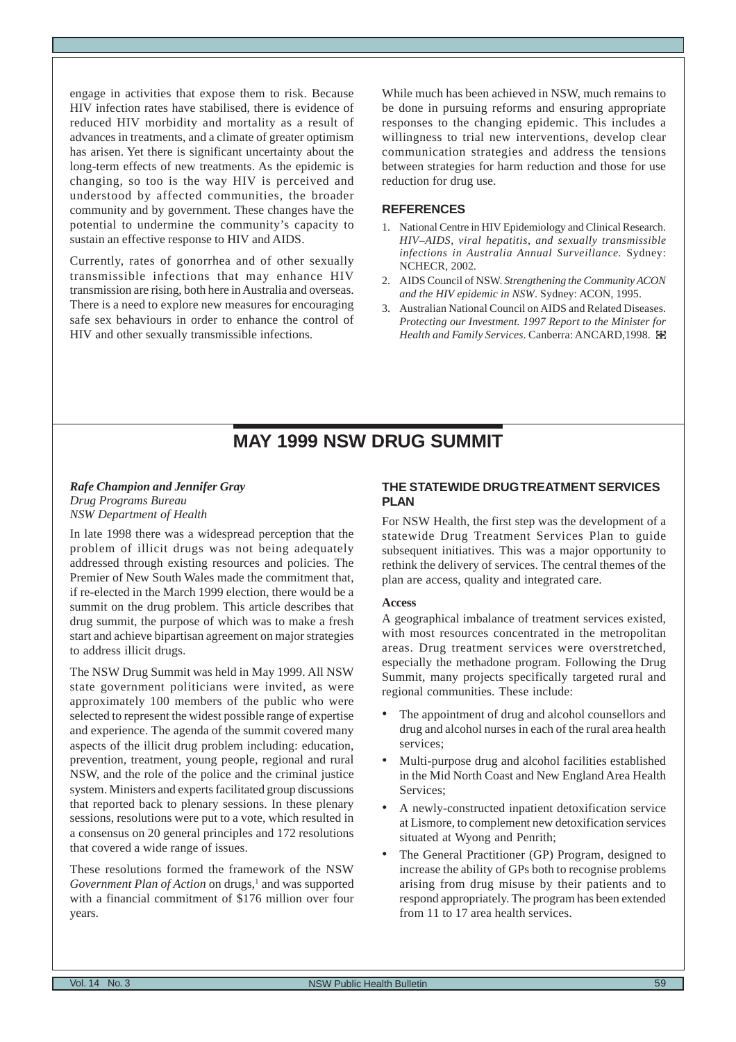engage in activities that expose them to risk. Because HIV infection rates have stabilised, there is evidence of reduced HIV morbidity and mortality as a result of advances in treatments, and a climate of greater optimism has arisen. Yet there is significant uncertainty about the long-term effects of new treatments. As the epidemic is changing, so too is the way HIV is perceived and understood by affected communities, the broader community and by government. These changes have the potential to undermine the community's capacity to sustain an effective response to HIV and AIDS.

Currently, rates of gonorrhea and of other sexually transmissible infections that may enhance HIV transmission are rising, both here in Australia and overseas. There is a need to explore new measures for encouraging safe sex behaviours in order to enhance the control of HIV and other sexually transmissible infections.

While much has been achieved in NSW, much remains to be done in pursuing reforms and ensuring appropriate responses to the changing epidemic. This includes a willingness to trial new interventions, develop clear communication strategies and address the tensions between strategies for harm reduction and those for use reduction for drug use.

### REFERENCES

1. National Centre in HIV Epidemiology and Clinical Research. *HIV–AIDS, viral hepatitis, and sexually transmissible infections in Australia Annual Surveillance*. Sydney: NCHECR, 2002.
2. AIDS Council of NSW. *Strengthening the Community ACON and the HIV epidemic in NSW*. Sydney: ACON, 1995.
3. Australian National Council on AIDS and Related Diseases. *Protecting our Investment. 1997 Report to the Minister for Health and Family Services*. Canberra: ANCARD,1998.

# MAY 1999 NSW DRUG SUMMIT

***Rafe Champion and Jennifer Gray***
*Drug Programs Bureau*
*NSW Department of Health*

In late 1998 there was a widespread perception that the problem of illicit drugs was not being adequately addressed through existing resources and policies. The Premier of New South Wales made the commitment that, if re-elected in the March 1999 election, there would be a summit on the drug problem. This article describes that drug summit, the purpose of which was to make a fresh start and achieve bipartisan agreement on major strategies to address illicit drugs.

The NSW Drug Summit was held in May 1999. All NSW state government politicians were invited, as were approximately 100 members of the public who were selected to represent the widest possible range of expertise and experience. The agenda of the summit covered many aspects of the illicit drug problem including: education, prevention, treatment, young people, regional and rural NSW, and the role of the police and the criminal justice system. Ministers and experts facilitated group discussions that reported back to plenary sessions. In these plenary sessions, resolutions were put to a vote, which resulted in a consensus on 20 general principles and 172 resolutions that covered a wide range of issues.

These resolutions formed the framework of the NSW *Government Plan of Action* on drugs,[1] and was supported with a financial commitment of $176 million over four years.

### THE STATEWIDE DRUG TREATMENT SERVICES PLAN

For NSW Health, the first step was the development of a statewide Drug Treatment Services Plan to guide subsequent initiatives. This was a major opportunity to rethink the delivery of services. The central themes of the plan are access, quality and integrated care.

#### Access

A geographical imbalance of treatment services existed, with most resources concentrated in the metropolitan areas. Drug treatment services were overstretched, especially the methadone program. Following the Drug Summit, many projects specifically targeted rural and regional communities. These include:

- The appointment of drug and alcohol counsellors and drug and alcohol nurses in each of the rural area health services;
- Multi-purpose drug and alcohol facilities established in the Mid North Coast and New England Area Health Services;
- A newly-constructed inpatient detoxification service at Lismore, to complement new detoxification services situated at Wyong and Penrith;
- The General Practitioner (GP) Program, designed to increase the ability of GPs both to recognise problems arising from drug misuse by their patients and to respond appropriately. The program has been extended from 11 to 17 area health services.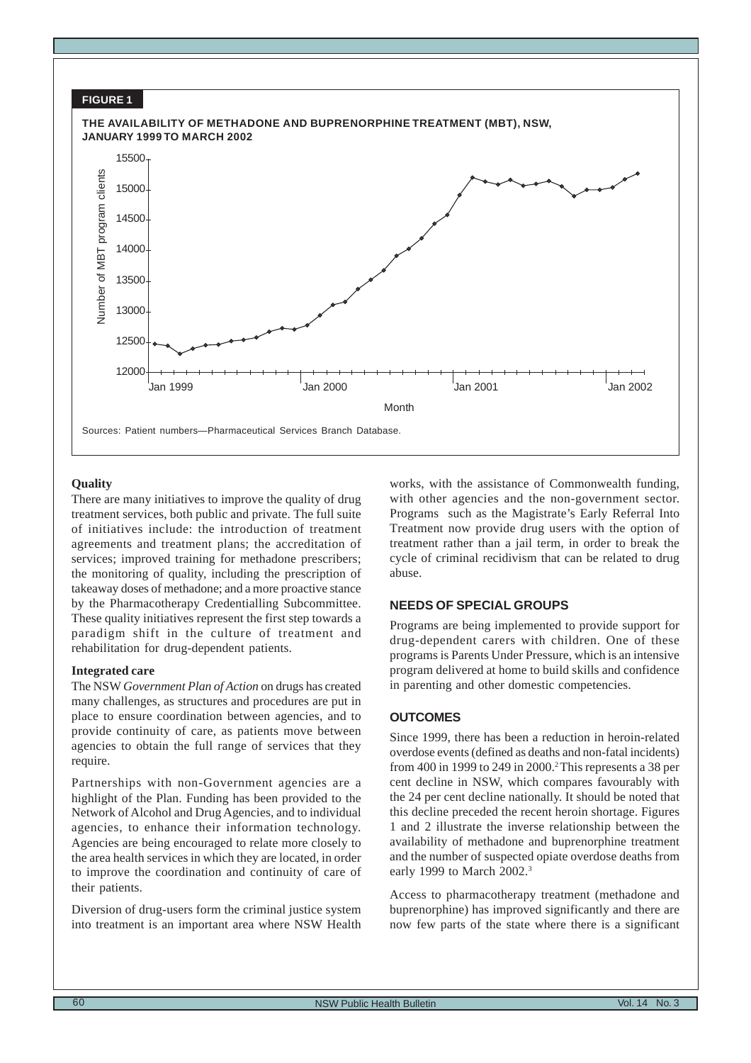**FIGURE 1**

**THE AVAILABILITY OF METHADONE AND BUPRENORPHINE TREATMENT (MBT), NSW, JANUARY 1999 TO MARCH 2002**

Sources: Patient numbers—Pharmaceutical Services Branch Database.

**Quality**

There are many initiatives to improve the quality of drug treatment services, both public and private. The full suite of initiatives include: the introduction of treatment agreements and treatment plans; the accreditation of services; improved training for methadone prescribers; the monitoring of quality, including the prescription of takeaway doses of methadone; and a more proactive stance by the Pharmacotherapy Credentialling Subcommittee. These quality initiatives represent the first step towards a paradigm shift in the culture of treatment and rehabilitation for drug-dependent patients.

**Integrated care**

The NSW *Government Plan of Action* on drugs has created many challenges, as structures and procedures are put in place to ensure coordination between agencies, and to provide continuity of care, as patients move between agencies to obtain the full range of services that they require.

Partnerships with non-Government agencies are a highlight of the Plan. Funding has been provided to the Network of Alcohol and Drug Agencies, and to individual agencies, to enhance their information technology. Agencies are being encouraged to relate more closely to the area health services in which they are located, in order to improve the coordination and continuity of care of their patients.

Diversion of drug-users form the criminal justice system into treatment is an important area where NSW Health works, with the assistance of Commonwealth funding, with other agencies and the non-government sector. Programs such as the Magistrate's Early Referral Into Treatment now provide drug users with the option of treatment rather than a jail term, in order to break the cycle of criminal recidivism that can be related to drug abuse.

## NEEDS OF SPECIAL GROUPS

Programs are being implemented to provide support for drug-dependent carers with children. One of these programs is Parents Under Pressure, which is an intensive program delivered at home to build skills and confidence in parenting and other domestic competencies.

## OUTCOMES

Since 1999, there has been a reduction in heroin-related overdose events (defined as deaths and non-fatal incidents) from 400 in 1999 to 249 in 2000.[2] This represents a 38 per cent decline in NSW, which compares favourably with the 24 per cent decline nationally. It should be noted that this decline preceded the recent heroin shortage. Figures 1 and 2 illustrate the inverse relationship between the availability of methadone and buprenorphine treatment and the number of suspected opiate overdose deaths from early 1999 to March 2002.[3]

Access to pharmacotherapy treatment (methadone and buprenorphine) has improved significantly and there are now few parts of the state where there is a significant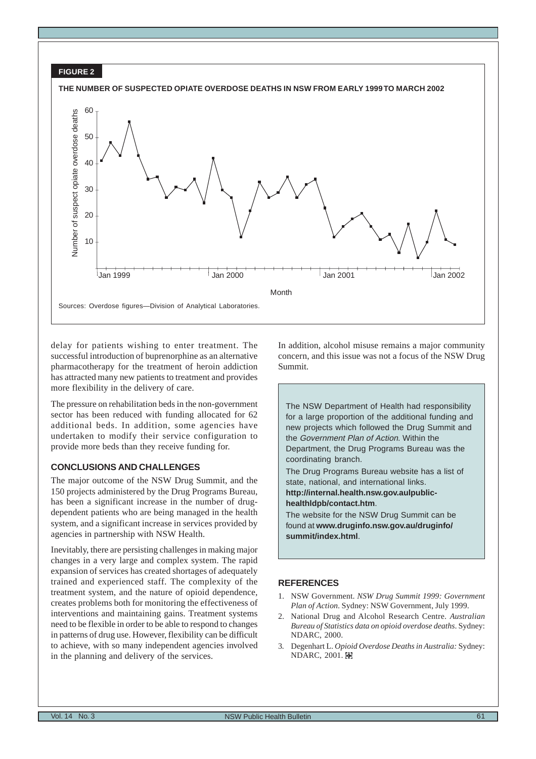**FIGURE 2**

**THE NUMBER OF SUSPECTED OPIATE OVERDOSE DEATHS IN NSW FROM EARLY 1999 TO MARCH 2002**

Sources: Overdose figures—Division of Analytical Laboratories.

delay for patients wishing to enter treatment. The successful introduction of buprenorphine as an alternative pharmacotherapy for the treatment of heroin addiction has attracted many new patients to treatment and provides more flexibility in the delivery of care.

The pressure on rehabilitation beds in the non-government sector has been reduced with funding allocated for 62 additional beds. In addition, some agencies have undertaken to modify their service configuration to provide more beds than they receive funding for.

## CONCLUSIONS AND CHALLENGES

The major outcome of the NSW Drug Summit, and the 150 projects administered by the Drug Programs Bureau, has been a significant increase in the number of drug-dependent patients who are being managed in the health system, and a significant increase in services provided by agencies in partnership with NSW Health.

Inevitably, there are persisting challenges in making major changes in a very large and complex system. The rapid expansion of services has created shortages of adequately trained and experienced staff. The complexity of the treatment system, and the nature of opioid dependence, creates problems both for monitoring the effectiveness of interventions and maintaining gains. Treatment systems need to be flexible in order to be able to respond to changes in patterns of drug use. However, flexibility can be difficult to achieve, with so many independent agencies involved in the planning and delivery of the services.

In addition, alcohol misuse remains a major community concern, and this issue was not a focus of the NSW Drug Summit.

> The NSW Department of Health had responsibility for a large proportion of the additional funding and new projects which followed the Drug Summit and the *Government Plan of Action*. Within the Department, the Drug Programs Bureau was the coordinating branch.
>
> The Drug Programs Bureau website has a list of state, national, and international links. **http://internal.health.nsw.gov.aulpublic-healthldpb/contact.htm**.
>
> The website for the NSW Drug Summit can be found at **www.druginfo.nsw.gov.au/druginfo/summit/index.html**.

## REFERENCES

1. NSW Government. *NSW Drug Summit 1999: Government Plan of Action*. Sydney: NSW Government, July 1999.
2. National Drug and Alcohol Research Centre. *Australian Bureau of Statistics data on opioid overdose deaths*. Sydney: NDARC, 2000.
3. Degenhart L. *Opioid Overdose Deaths in Australia:* Sydney: NDARC, 2001.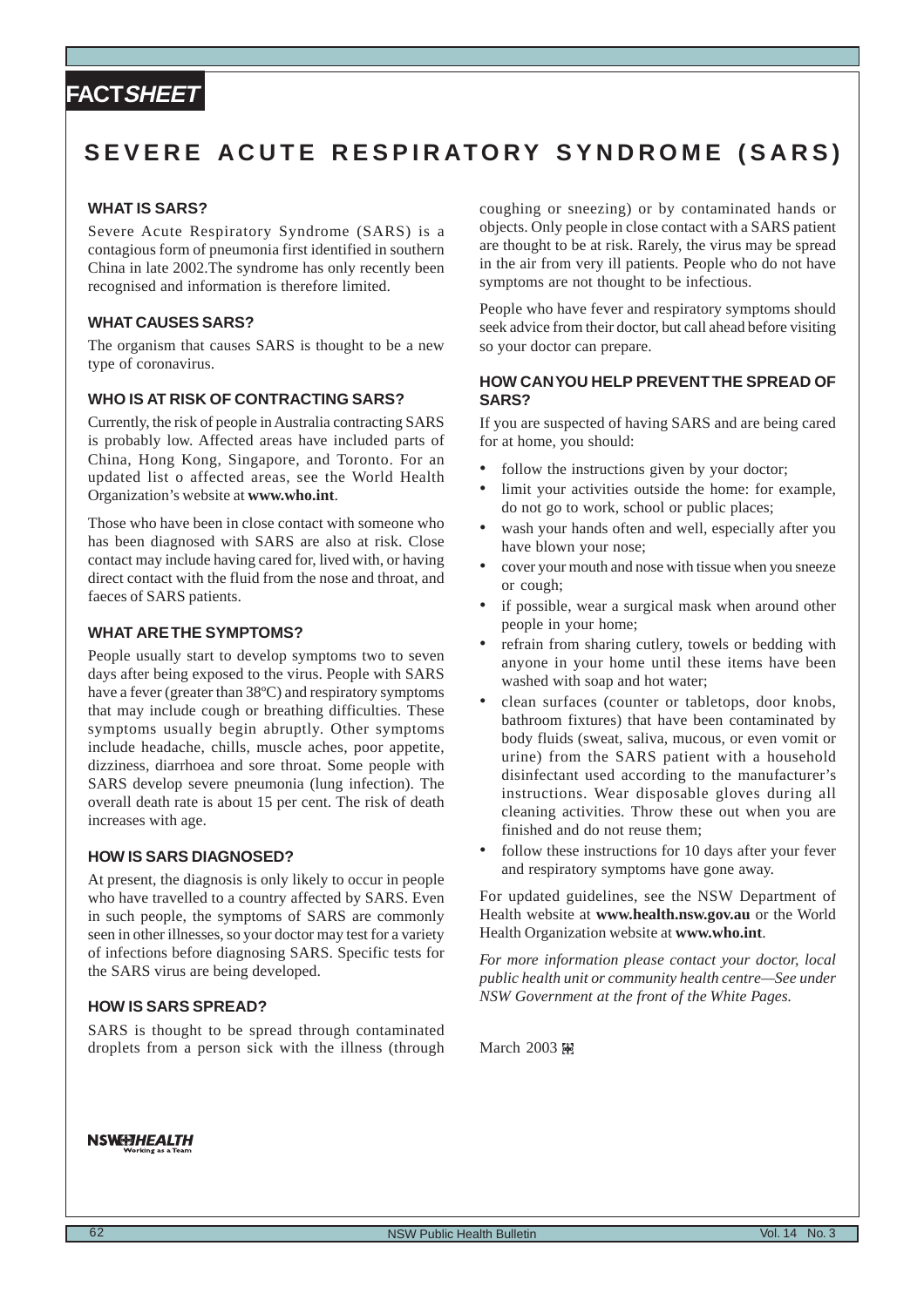**FACT*SHEET***

# SEVERE ACUTE RESPIRATORY SYNDROME (SARS)

## WHAT IS SARS?

Severe Acute Respiratory Syndrome (SARS) is a contagious form of pneumonia first identified in southern China in late 2002.The syndrome has only recently been recognised and information is therefore limited.

## WHAT CAUSES SARS?

The organism that causes SARS is thought to be a new type of coronavirus.

## WHO IS AT RISK OF CONTRACTING SARS?

Currently, the risk of people in Australia contracting SARS is probably low. Affected areas have included parts of China, Hong Kong, Singapore, and Toronto. For an updated list o affected areas, see the World Health Organization's website at **www.who.int**.

Those who have been in close contact with someone who has been diagnosed with SARS are also at risk. Close contact may include having cared for, lived with, or having direct contact with the fluid from the nose and throat, and faeces of SARS patients.

## WHAT ARE THE SYMPTOMS?

People usually start to develop symptoms two to seven days after being exposed to the virus. People with SARS have a fever (greater than 38ºC) and respiratory symptoms that may include cough or breathing difficulties. These symptoms usually begin abruptly. Other symptoms include headache, chills, muscle aches, poor appetite, dizziness, diarrhoea and sore throat. Some people with SARS develop severe pneumonia (lung infection). The overall death rate is about 15 per cent. The risk of death increases with age.

## HOW IS SARS DIAGNOSED?

At present, the diagnosis is only likely to occur in people who have travelled to a country affected by SARS. Even in such people, the symptoms of SARS are commonly seen in other illnesses, so your doctor may test for a variety of infections before diagnosing SARS. Specific tests for the SARS virus are being developed.

## HOW IS SARS SPREAD?

SARS is thought to be spread through contaminated droplets from a person sick with the illness (through coughing or sneezing) or by contaminated hands or objects. Only people in close contact with a SARS patient are thought to be at risk. Rarely, the virus may be spread in the air from very ill patients. People who do not have symptoms are not thought to be infectious.

People who have fever and respiratory symptoms should seek advice from their doctor, but call ahead before visiting so your doctor can prepare.

## HOW CAN YOU HELP PREVENT THE SPREAD OF SARS?

If you are suspected of having SARS and are being cared for at home, you should:

- follow the instructions given by your doctor;
- limit your activities outside the home: for example, do not go to work, school or public places;
- wash your hands often and well, especially after you have blown your nose;
- cover your mouth and nose with tissue when you sneeze or cough;
- if possible, wear a surgical mask when around other people in your home;
- refrain from sharing cutlery, towels or bedding with anyone in your home until these items have been washed with soap and hot water;
- clean surfaces (counter or tabletops, door knobs, bathroom fixtures) that have been contaminated by body fluids (sweat, saliva, mucous, or even vomit or urine) from the SARS patient with a household disinfectant used according to the manufacturer's instructions. Wear disposable gloves during all cleaning activities. Throw these out when you are finished and do not reuse them;
- follow these instructions for 10 days after your fever and respiratory symptoms have gone away.

For updated guidelines, see the NSW Department of Health website at **www.health.nsw.gov.au** or the World Health Organization website at **www.who.int**.

*For more information please contact your doctor, local public health unit or community health centre—See under NSW Government at the front of the White Pages.*

March 2003

NSW HEALTH
Working as a Team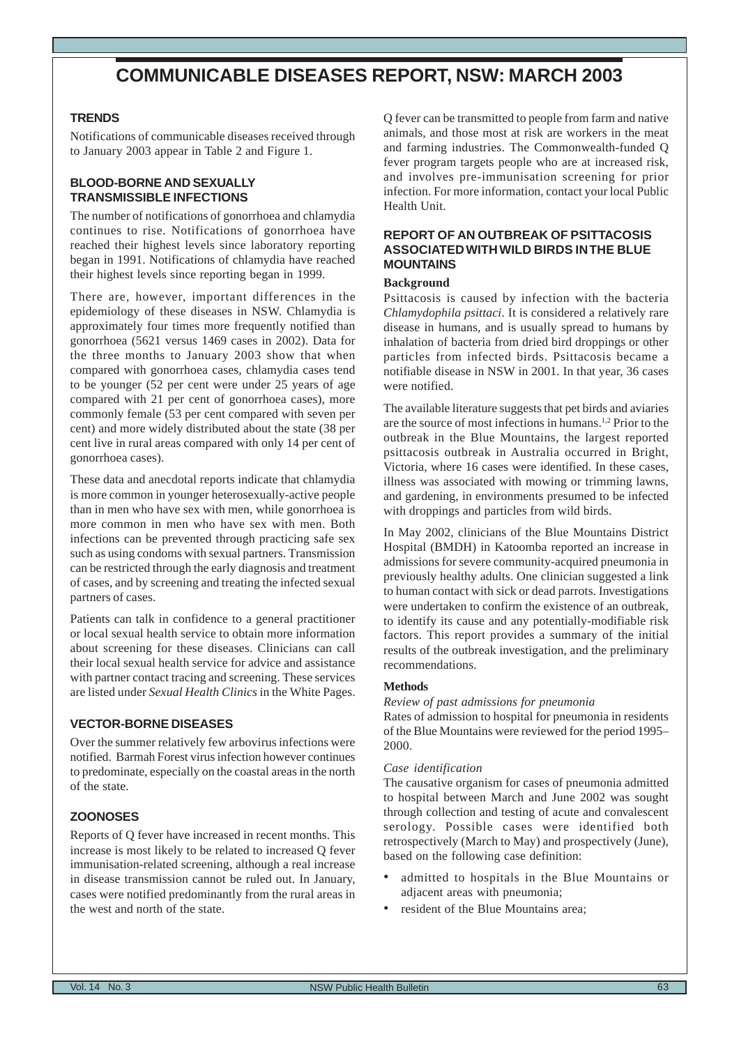# COMMUNICABLE DISEASES REPORT, NSW: MARCH 2003

## TRENDS

Notifications of communicable diseases received through to January 2003 appear in Table 2 and Figure 1.

## BLOOD-BORNE AND SEXUALLY TRANSMISSIBLE INFECTIONS

The number of notifications of gonorrhoea and chlamydia continues to rise. Notifications of gonorrhoea have reached their highest levels since laboratory reporting began in 1991. Notifications of chlamydia have reached their highest levels since reporting began in 1999.

There are, however, important differences in the epidemiology of these diseases in NSW. Chlamydia is approximately four times more frequently notified than gonorrhoea (5621 versus 1469 cases in 2002). Data for the three months to January 2003 show that when compared with gonorrhoea cases, chlamydia cases tend to be younger (52 per cent were under 25 years of age compared with 21 per cent of gonorrhoea cases), more commonly female (53 per cent compared with seven per cent) and more widely distributed about the state (38 per cent live in rural areas compared with only 14 per cent of gonorrhoea cases).

These data and anecdotal reports indicate that chlamydia is more common in younger heterosexually-active people than in men who have sex with men, while gonorrhoea is more common in men who have sex with men. Both infections can be prevented through practicing safe sex such as using condoms with sexual partners. Transmission can be restricted through the early diagnosis and treatment of cases, and by screening and treating the infected sexual partners of cases.

Patients can talk in confidence to a general practitioner or local sexual health service to obtain more information about screening for these diseases. Clinicians can call their local sexual health service for advice and assistance with partner contact tracing and screening. These services are listed under *Sexual Health Clinics* in the White Pages.

## VECTOR-BORNE DISEASES

Over the summer relatively few arbovirus infections were notified. Barmah Forest virus infection however continues to predominate, especially on the coastal areas in the north of the state.

## ZOONOSES

Reports of Q fever have increased in recent months. This increase is most likely to be related to increased Q fever immunisation-related screening, although a real increase in disease transmission cannot be ruled out. In January, cases were notified predominantly from the rural areas in the west and north of the state.

Q fever can be transmitted to people from farm and native animals, and those most at risk are workers in the meat and farming industries. The Commonwealth-funded Q fever program targets people who are at increased risk, and involves pre-immunisation screening for prior infection. For more information, contact your local Public Health Unit.

## REPORT OF AN OUTBREAK OF PSITTACOSIS ASSOCIATED WITH WILD BIRDS IN THE BLUE MOUNTAINS

### Background

Psittacosis is caused by infection with the bacteria *Chlamydophila psittaci*. It is considered a relatively rare disease in humans, and is usually spread to humans by inhalation of bacteria from dried bird droppings or other particles from infected birds. Psittacosis became a notifiable disease in NSW in 2001. In that year, 36 cases were notified.

The available literature suggests that pet birds and aviaries are the source of most infections in humans.[1,2] Prior to the outbreak in the Blue Mountains, the largest reported psittacosis outbreak in Australia occurred in Bright, Victoria, where 16 cases were identified. In these cases, illness was associated with mowing or trimming lawns, and gardening, in environments presumed to be infected with droppings and particles from wild birds.

In May 2002, clinicians of the Blue Mountains District Hospital (BMDH) in Katoomba reported an increase in admissions for severe community-acquired pneumonia in previously healthy adults. One clinician suggested a link to human contact with sick or dead parrots. Investigations were undertaken to confirm the existence of an outbreak, to identify its cause and any potentially-modifiable risk factors. This report provides a summary of the initial results of the outbreak investigation, and the preliminary recommendations.

### Methods

*Review of past admissions for pneumonia*

Rates of admission to hospital for pneumonia in residents of the Blue Mountains were reviewed for the period 1995–2000.

*Case identification*

The causative organism for cases of pneumonia admitted to hospital between March and June 2002 was sought through collection and testing of acute and convalescent serology. Possible cases were identified both retrospectively (March to May) and prospectively (June), based on the following case definition:

- admitted to hospitals in the Blue Mountains or adjacent areas with pneumonia;
- resident of the Blue Mountains area;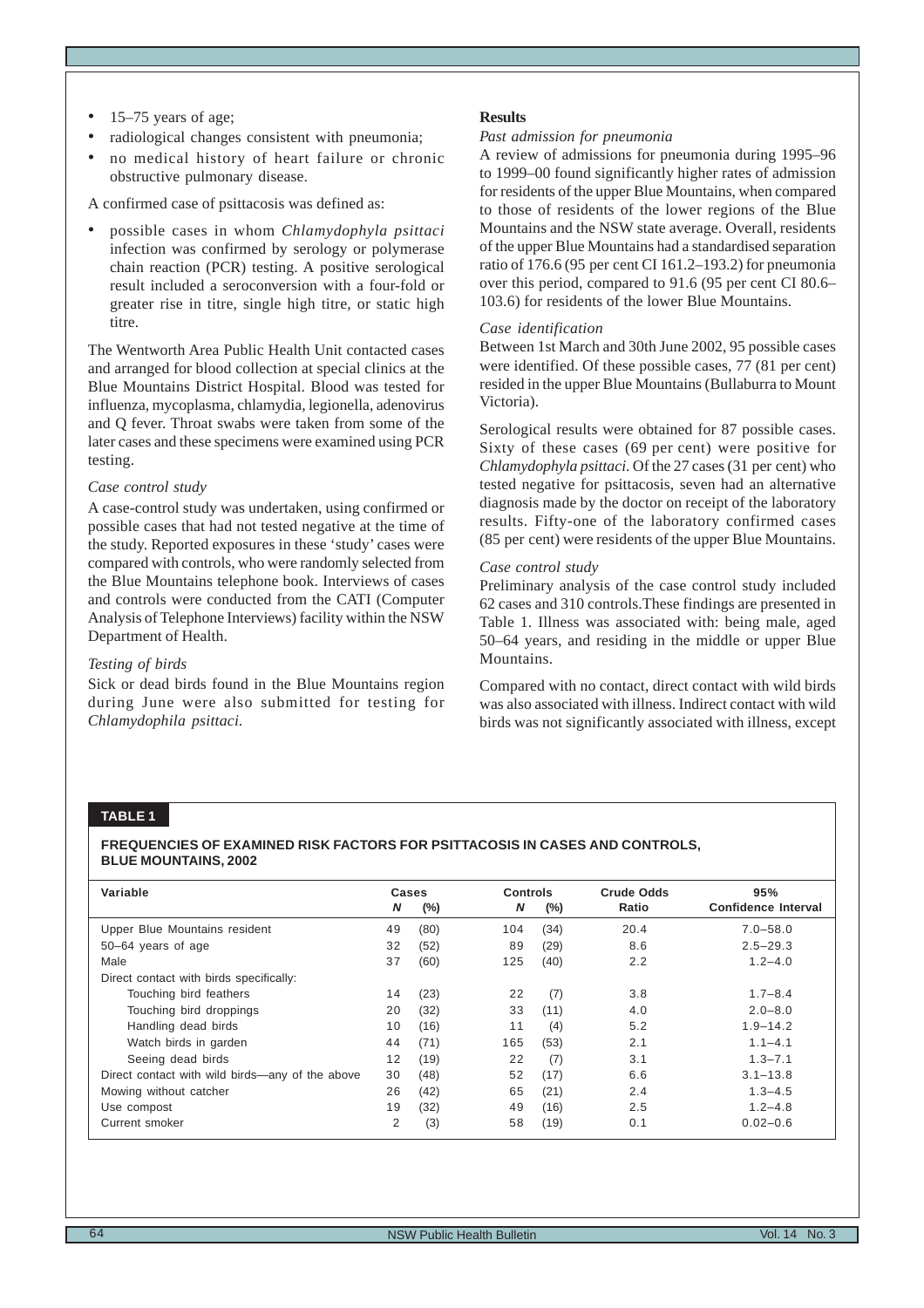- 15–75 years of age;
- radiological changes consistent with pneumonia;
- no medical history of heart failure or chronic obstructive pulmonary disease.

A confirmed case of psittacosis was defined as:

- possible cases in whom *Chlamydophyla psittaci* infection was confirmed by serology or polymerase chain reaction (PCR) testing. A positive serological result included a seroconversion with a four-fold or greater rise in titre, single high titre, or static high titre.

The Wentworth Area Public Health Unit contacted cases and arranged for blood collection at special clinics at the Blue Mountains District Hospital. Blood was tested for influenza, mycoplasma, chlamydia, legionella, adenovirus and Q fever. Throat swabs were taken from some of the later cases and these specimens were examined using PCR testing.

*Case control study*

A case-control study was undertaken, using confirmed or possible cases that had not tested negative at the time of the study. Reported exposures in these 'study' cases were compared with controls, who were randomly selected from the Blue Mountains telephone book. Interviews of cases and controls were conducted from the CATI (Computer Analysis of Telephone Interviews) facility within the NSW Department of Health.

*Testing of birds*

Sick or dead birds found in the Blue Mountains region during June were also submitted for testing for *Chlamydophila psittaci.*

**Results**

*Past admission for pneumonia*

A review of admissions for pneumonia during 1995–96 to 1999–00 found significantly higher rates of admission for residents of the upper Blue Mountains, when compared to those of residents of the lower regions of the Blue Mountains and the NSW state average. Overall, residents of the upper Blue Mountains had a standardised separation ratio of 176.6 (95 per cent CI 161.2–193.2) for pneumonia over this period, compared to 91.6 (95 per cent CI 80.6–103.6) for residents of the lower Blue Mountains.

*Case identification*

Between 1st March and 30th June 2002, 95 possible cases were identified. Of these possible cases, 77 (81 per cent) resided in the upper Blue Mountains (Bullaburra to Mount Victoria).

Serological results were obtained for 87 possible cases. Sixty of these cases (69 per cent) were positive for *Chlamydophyla psittaci.* Of the 27 cases (31 per cent) who tested negative for psittacosis, seven had an alternative diagnosis made by the doctor on receipt of the laboratory results. Fifty-one of the laboratory confirmed cases (85 per cent) were residents of the upper Blue Mountains.

*Case control study*

Preliminary analysis of the case control study included 62 cases and 310 controls.These findings are presented in Table 1. Illness was associated with: being male, aged 50–64 years, and residing in the middle or upper Blue Mountains.

Compared with no contact, direct contact with wild birds was also associated with illness. Indirect contact with wild birds was not significantly associated with illness, except

**TABLE 1**

**FREQUENCIES OF EXAMINED RISK FACTORS FOR PSITTACOSIS IN CASES AND CONTROLS, BLUE MOUNTAINS, 2002**

| Variable | Cases *N* | Cases (%) | Controls *N* | Controls (%) | Crude Odds Ratio | 95% Confidence Interval |
|---|---|---|---|---|---|---|
| Upper Blue Mountains resident | 49 | (80) | 104 | (34) | 20.4 | 7.0–58.0 |
| 50–64 years of age | 32 | (52) | 89 | (29) | 8.6 | 2.5–29.3 |
| Male | 37 | (60) | 125 | (40) | 2.2 | 1.2–4.0 |
| Direct contact with birds specifically: | | | | | | |
| Touching bird feathers | 14 | (23) | 22 | (7) | 3.8 | 1.7–8.4 |
| Touching bird droppings | 20 | (32) | 33 | (11) | 4.0 | 2.0–8.0 |
| Handling dead birds | 10 | (16) | 11 | (4) | 5.2 | 1.9–14.2 |
| Watch birds in garden | 44 | (71) | 165 | (53) | 2.1 | 1.1–4.1 |
| Seeing dead birds | 12 | (19) | 22 | (7) | 3.1 | 1.3–7.1 |
| Direct contact with wild birds—any of the above | 30 | (48) | 52 | (17) | 6.6 | 3.1–13.8 |
| Mowing without catcher | 26 | (42) | 65 | (21) | 2.4 | 1.3–4.5 |
| Use compost | 19 | (32) | 49 | (16) | 2.5 | 1.2–4.8 |
| Current smoker | 2 | (3) | 58 | (19) | 0.1 | 0.02–0.6 |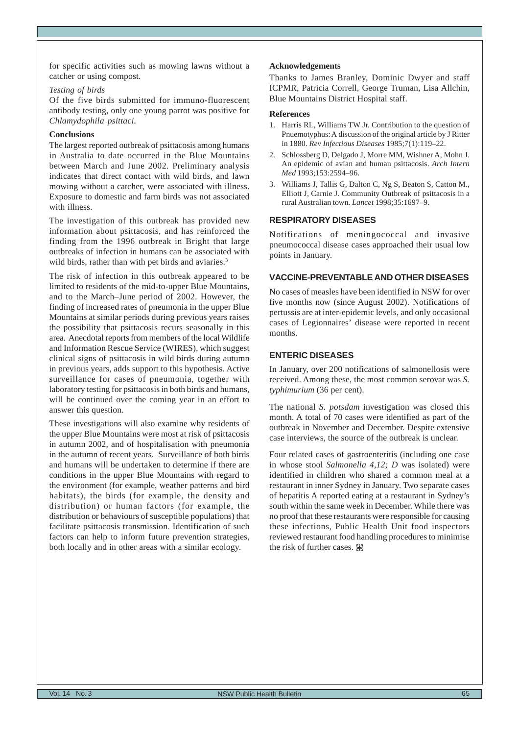for specific activities such as mowing lawns without a catcher or using compost.

*Testing of birds*

Of the five birds submitted for immuno-fluorescent antibody testing, only one young parrot was positive for *Chlamydophila psittaci.*

**Conclusions**

The largest reported outbreak of psittacosis among humans in Australia to date occurred in the Blue Mountains between March and June 2002. Preliminary analysis indicates that direct contact with wild birds, and lawn mowing without a catcher, were associated with illness. Exposure to domestic and farm birds was not associated with illness.

The investigation of this outbreak has provided new information about psittacosis, and has reinforced the finding from the 1996 outbreak in Bright that large outbreaks of infection in humans can be associated with wild birds, rather than with pet birds and aviaries.[3]

The risk of infection in this outbreak appeared to be limited to residents of the mid-to-upper Blue Mountains, and to the March–June period of 2002. However, the finding of increased rates of pneumonia in the upper Blue Mountains at similar periods during previous years raises the possibility that psittacosis recurs seasonally in this area. Anecdotal reports from members of the local Wildlife and Information Rescue Service (WIRES), which suggest clinical signs of psittacosis in wild birds during autumn in previous years, adds support to this hypothesis. Active surveillance for cases of pneumonia, together with laboratory testing for psittacosis in both birds and humans, will be continued over the coming year in an effort to answer this question.

These investigations will also examine why residents of the upper Blue Mountains were most at risk of psittacosis in autumn 2002, and of hospitalisation with pneumonia in the autumn of recent years. Surveillance of both birds and humans will be undertaken to determine if there are conditions in the upper Blue Mountains with regard to the environment (for example, weather patterns and bird habitats), the birds (for example, the density and distribution) or human factors (for example, the distribution or behaviours of susceptible populations) that facilitate psittacosis transmission. Identification of such factors can help to inform future prevention strategies, both locally and in other areas with a similar ecology.

**Acknowledgements**

Thanks to James Branley, Dominic Dwyer and staff ICPMR, Patricia Correll, George Truman, Lisa Allchin, Blue Mountains District Hospital staff.

**References**

1. Harris RL, Williams TW Jr. Contribution to the question of Pnuemotyphus: A discussion of the original article by J Ritter in 1880. *Rev Infectious Diseases* 1985;7(1):119–22.
2. Schlossberg D, Delgado J, Morre MM, Wishner A, Mohn J. An epidemic of avian and human psittacosis. *Arch Intern Med* 1993;153:2594–96.
3. Williams J, Tallis G, Dalton C, Ng S, Beaton S, Catton M., Elliott J, Carnie J. Community Outbreak of psittacosis in a rural Australian town. *Lancet* 1998;35:1697–9.

## RESPIRATORY DISEASES

Notifications of meningococcal and invasive pneumococcal disease cases approached their usual low points in January.

## VACCINE-PREVENTABLE AND OTHER DISEASES

No cases of measles have been identified in NSW for over five months now (since August 2002). Notifications of pertussis are at inter-epidemic levels, and only occasional cases of Legionnaires' disease were reported in recent months.

## ENTERIC DISEASES

In January, over 200 notifications of salmonellosis were received. Among these, the most common serovar was *S. typhimurium* (36 per cent).

The national *S. potsdam* investigation was closed this month. A total of 70 cases were identified as part of the outbreak in November and December. Despite extensive case interviews, the source of the outbreak is unclear.

Four related cases of gastroenteritis (including one case in whose stool *Salmonella 4,12; D* was isolated) were identified in children who shared a common meal at a restaurant in inner Sydney in January. Two separate cases of hepatitis A reported eating at a restaurant in Sydney's south within the same week in December. While there was no proof that these restaurants were responsible for causing these infections, Public Health Unit food inspectors reviewed restaurant food handling procedures to minimise the risk of further cases.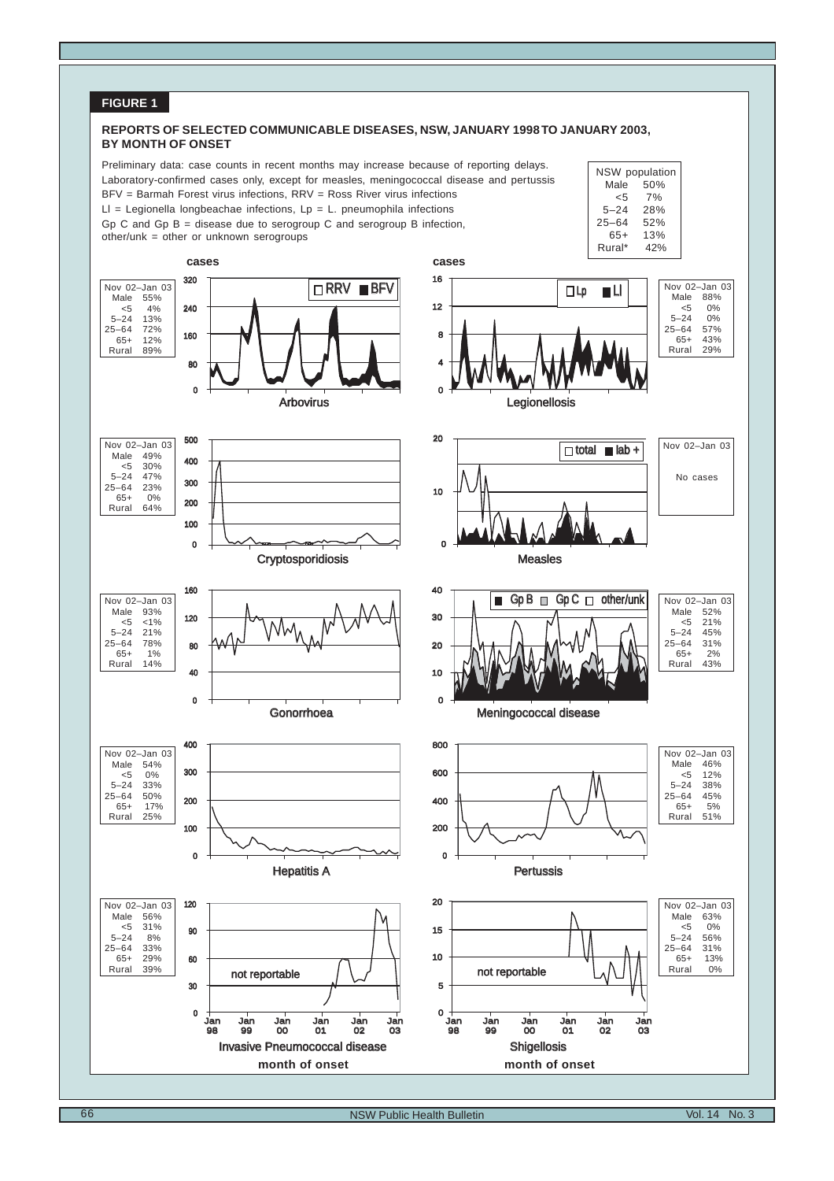**FIGURE 1**

**REPORTS OF SELECTED COMMUNICABLE DISEASES, NSW, JANUARY 1998 TO JANUARY 2003, BY MONTH OF ONSET**

Preliminary data: case counts in recent months may increase because of reporting delays.
Laboratory-confirmed cases only, except for measles, meningococcal disease and pertussis
BFV = Barmah Forest virus infections, RRV = Ross River virus infections
Ll = Legionella longbeachae infections, Lp = L. pneumophila infections
Gp C and Gp B = disease due to serogroup C and serogroup B infection, other/unk = other or unknown serogroups

| NSW population | |
|---|---|
| Male | 50% |
| <5 | 7% |
| 5–24 | 28% |
| 25–64 | 52% |
| 65+ | 13% |
| Rural* | 42% |

**Arbovirus** (RRV, BFV) — Nov 02–Jan 03: Male 55%, <5 4%, 5–24 13%, 25–64 72%, 65+ 12%, Rural 89%

**Legionellosis** (Lp, Ll) — Nov 02–Jan 03: Male 88%, <5 0%, 5–24 0%, 25–64 57%, 65+ 43%, Rural 29%

**Cryptosporidiosis** — Nov 02–Jan 03: Male 49%, <5 30%, 5–24 47%, 25–64 23%, 65+ 0%, Rural 64%

**Measles** (total, lab +) — Nov 02–Jan 03: No cases

**Gonorrhoea** — Nov 02–Jan 03: Male 93%, <5 <1%, 5–24 21%, 25–64 78%, 65+ 1%, Rural 14%

**Meningococcal disease** (Gp B, Gp C, other/unk) — Nov 02–Jan 03: Male 52%, <5 21%, 5–24 45%, 25–64 31%, 65+ 2%, Rural 43%

**Hepatitis A** — Nov 02–Jan 03: Male 54%, <5 0%, 5–24 33%, 25–64 50%, 65+ 17%, Rural 25%

**Pertussis** — Nov 02–Jan 03: Male 46%, <5 12%, 5–24 38%, 25–64 45%, 65+ 5%, Rural 51%

**Invasive Pneumococcal disease** (not reportable before 2001) — Nov 02–Jan 03: Male 56%, <5 31%, 5–24 8%, 25–64 33%, 65+ 29%, Rural 39%

**Shigellosis** (not reportable before 2001) — Nov 02–Jan 03: Male 63%, <5 0%, 5–24 56%, 25–64 31%, 65+ 13%, Rural 0%

Y-axis: cases; X-axis: month of onset (Jan 98 – Jan 03)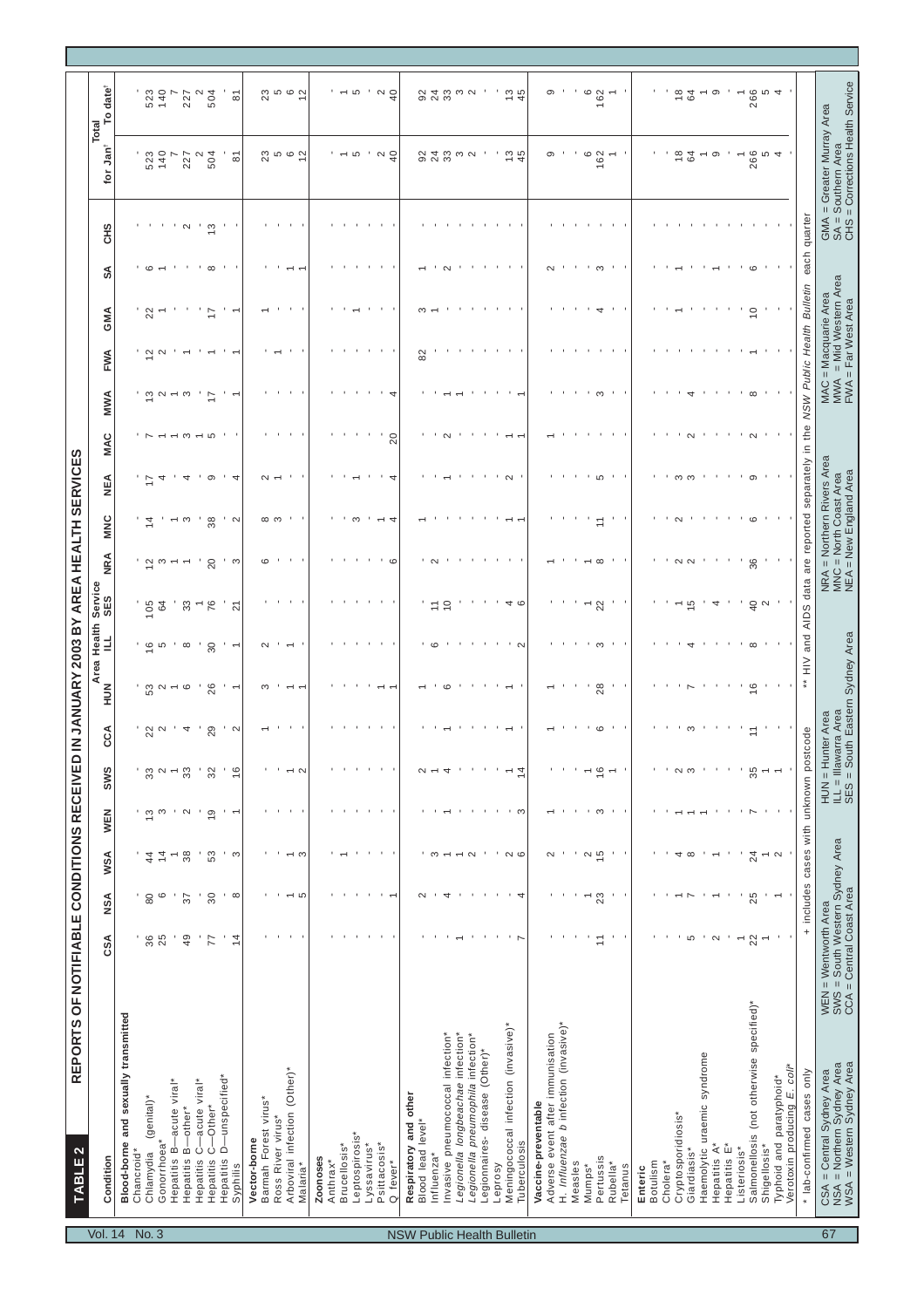**TABLE 2**

## REPORTS OF NOTIFIABLE CONDITIONS RECEIVED IN JANUARY 2003 BY AREA HEALTH SERVICES

| Condition | CSA | NSA | WSA | WEN | SWS | CCA | HUN | ILL | SES | NRA | MNC | NEA | MAC | MWA | FWA | GMA | SA | CHS | Total for Jan† | Total To date† |
|---|---|---|---|---|---|---|---|---|---|---|---|---|---|---|---|---|---|---|---|---|
| **Blood-borne and sexually transmitted** | | | | | | | | | | | | | | | | | | | | |
| Chancroid* | - | - | - | - | - | - | - | - | - | - | - | - | - | - | - | - | - | - | - | - |
| Chlamydia (genital)* | 36 | 80 | 44 | 13 | 33 | 22 | 53 | 16 | 105 | 12 | 14 | 17 | 7 | 13 | 12 | 22 | 6 | - | 523 | 523 |
| Gonorrhoea* | 25 | 6 | 14 | 3 | 2 | 2 | 2 | 5 | 64 | 3 | - | 4 | 1 | 2 | 2 | 1 | 1 | - | 140 | 140 |
| Hepatitis B—acute viral* | - | - | 1 | - | 1 | - | 1 | - | - | 1 | 1 | - | 1 | 1 | - | - | - | - | 7 | 7 |
| Hepatitis B—other* | 49 | 37 | 38 | 2 | 33 | 4 | 6 | 8 | 33 | 1 | 3 | 4 | 3 | 3 | 1 | - | - | 2 | 227 | 227 |
| Hepatitis C—acute viral* | - | - | - | - | - | - | - | - | 1 | - | - | - | 1 | - | - | - | - | - | 2 | 2 |
| Hepatitis C—Other* | 77 | 30 | 53 | 19 | 32 | 29 | 26 | 30 | 76 | 20 | 38 | 9 | 5 | 17 | 1 | 17 | 8 | 13 | 504 | 504 |
| Hepatitis D—unspecified* | - | - | - | - | - | - | - | - | - | - | - | - | - | - | - | - | - | - | - | - |
| Syphilis | 14 | 8 | 3 | 1 | 16 | 2 | 1 | 1 | 21 | 3 | 2 | 4 | - | 1 | 1 | 1 | - | - | 81 | 81 |
| **Vector-borne** | | | | | | | | | | | | | | | | | | | | |
| Barmah Forest virus* | - | - | - | - | - | 1 | 3 | 2 | - | 6 | 8 | 2 | - | - | - | 1 | - | - | 23 | 23 |
| Ross River virus* | - | - | - | - | - | - | - | - | - | - | 3 | 1 | - | - | 1 | - | - | - | 5 | 5 |
| Arboviral infection (Other)* | - | 1 | 1 | - | 1 | - | 1 | 1 | - | - | - | - | - | - | - | - | 1 | - | 6 | 6 |
| Malaria* | - | 5 | 3 | - | 2 | - | 1 | - | - | - | - | - | - | - | - | - | 1 | - | 12 | 12 |
| **Zoonoses** | | | | | | | | | | | | | | | | | | | | |
| Anthrax* | - | - | - | - | - | - | - | - | - | - | - | - | - | - | - | - | - | - | - | - |
| Brucellosis* | - | - | 1 | - | - | - | - | - | - | - | - | - | - | - | - | - | - | - | 1 | 1 |
| Leptospirosis* | - | - | - | - | - | - | - | - | - | - | 3 | 1 | - | - | - | 1 | - | - | 5 | 5 |
| Lyssavirus* | - | - | - | - | - | - | - | - | - | - | - | - | - | - | - | - | - | - | - | - |
| Psittacosis* | - | - | - | - | - | - | 1 | - | - | - | 1 | - | - | - | - | - | - | - | 2 | 2 |
| Q fever* | - | 1 | - | - | - | - | 1 | - | - | 6 | 4 | 4 | 20 | 4 | - | - | - | - | 40 | 40 |
| **Respiratory and other** | | | | | | | | | | | | | | | | | | | | |
| Blood lead level* | - | 2 | - | - | 2 | - | 1 | - | - | - | 1 | - | - | - | 82 | 3 | 1 | - | 92 | 92 |
| Influenza* | - | - | 3 | - | 1 | - | - | 6 | 11 | 2 | - | - | - | - | - | 1 | - | - | 24 | 24 |
| Invasive pneumococcal infection* | - | 4 | 1 | 1 | 4 | 1 | 6 | - | 10 | - | - | 1 | 2 | 1 | - | - | 2 | - | 33 | 33 |
| *Legionella longbeachae* infection* | 1 | - | 1 | - | - | - | - | - | - | - | - | - | - | 1 | - | - | - | - | 3 | 3 |
| *Legionella pneumophila* infection* | - | - | 2 | - | - | - | - | - | - | - | - | - | - | - | - | - | - | - | 2 | 2 |
| Legionnaires- disease (Other)* | - | - | - | - | - | - | - | - | - | - | - | - | - | - | - | - | - | - | - | - |
| Leprosy | - | - | - | - | - | - | - | - | - | - | - | - | - | - | - | - | - | - | - | - |
| Meningococcal infection (invasive)* | - | - | 2 | - | 1 | 1 | 1 | - | 4 | - | 1 | 2 | 1 | - | - | - | - | - | 13 | 13 |
| Tuberculosis | 7 | 4 | 6 | 3 | 14 | - | - | 2 | 6 | - | 1 | - | 1 | 1 | - | - | - | - | 45 | 45 |
| **Vaccine-preventable** | | | | | | | | | | | | | | | | | | | | |
| Adverse event after immunisation | - | - | 2 | 1 | - | 1 | 1 | - | - | 1 | - | - | 1 | - | - | - | 2 | - | 9 | 9 |
| H. *influenzae b* infection (invasive)* | - | - | - | - | - | - | - | - | - | - | - | - | - | - | - | - | - | - | - | - |
| Measles | - | - | - | - | - | - | - | - | - | - | - | - | - | - | - | - | - | - | - | - |
| Mumps* | - | 1 | 2 | - | 1 | - | - | - | 1 | 1 | - | - | - | - | - | - | - | - | 6 | 6 |
| Pertussis | 11 | 23 | 15 | 3 | 16 | 6 | 28 | 3 | 22 | 8 | 11 | 5 | - | 3 | - | 4 | 3 | - | 162 | 162 |
| Rubella* | - | - | - | - | 1 | - | - | - | - | - | - | - | - | - | - | - | - | - | 1 | 1 |
| Tetanus | - | - | - | - | - | - | - | - | - | - | - | - | - | - | - | - | - | - | - | - |
| **Enteric** | | | | | | | | | | | | | | | | | | | | |
| Botulism | - | - | - | - | - | - | - | - | - | - | - | - | - | - | - | - | - | - | - | - |
| Cholera* | - | - | - | - | - | - | - | - | - | - | - | - | - | - | - | - | - | - | - | - |
| Cryptosporidiosis* | - | 1 | 4 | 1 | 2 | - | - | - | 1 | 2 | 2 | 3 | - | - | - | 1 | 1 | - | 18 | 18 |
| Giardiasis* | 5 | 7 | 8 | 1 | 3 | 3 | 7 | 4 | 15 | 2 | - | 3 | 2 | 4 | - | - | - | - | 64 | 64 |
| Haemolytic uraemic syndrome | - | - | - | 1 | - | - | - | - | - | - | - | - | - | - | - | - | - | - | 1 | 1 |
| Hepatitis A* | 2 | 1 | 1 | - | - | - | - | - | 4 | - | - | - | - | - | - | - | 1 | - | 9 | 9 |
| Hepatitis E* | - | - | - | - | - | - | - | - | - | - | - | - | - | - | - | - | - | - | - | - |
| Listeriosis* | 1 | - | - | - | - | - | - | - | - | - | - | - | - | - | - | - | - | - | 1 | 1 |
| Salmonellosis (not otherwise specified)* | 22 | 25 | 24 | 7 | 35 | 11 | 16 | 8 | 40 | 36 | 6 | 9 | 2 | 8 | 1 | 10 | 6 | - | 266 | 266 |
| Shigellosis* | 1 | - | 1 | - | 1 | - | - | - | 2 | - | - | - | - | - | - | - | - | - | 5 | 5 |
| Typhoid and paratyphoid* | - | 1 | 2 | - | 1 | - | - | - | - | - | - | - | - | - | - | - | - | - | 4 | 4 |
| Verotoxin producing *E. coli** | - | - | - | - | - | - | - | - | - | - | - | - | - | - | - | - | - | - | - | - |

\* lab-confirmed cases only &nbsp;&nbsp;&nbsp; † includes cases with unknown postcode &nbsp;&nbsp;&nbsp; ** HIV and AIDS data are reported separately in the *NSW Public Health Bulletin* each quarter

CSA = Central Sydney Area
NSA = Northern Sydney Area
WSA = Western Sydney Area
WEN = Wentworth Area
SWS = South Western Sydney Area
CCA = Central Coast Area
HUN = Hunter Area
ILL = Illawarra Area
SES = South Eastern Sydney Area
NRA = Northern Rivers Area
MNC = North Coast Area
NEA = New England Area
MAC = Macquarie Area
MWA = Mid Western Area
FWA = Far West Area
GMA = Greater Murray Area
SA = Southern Area
CHS = Corrections Health Service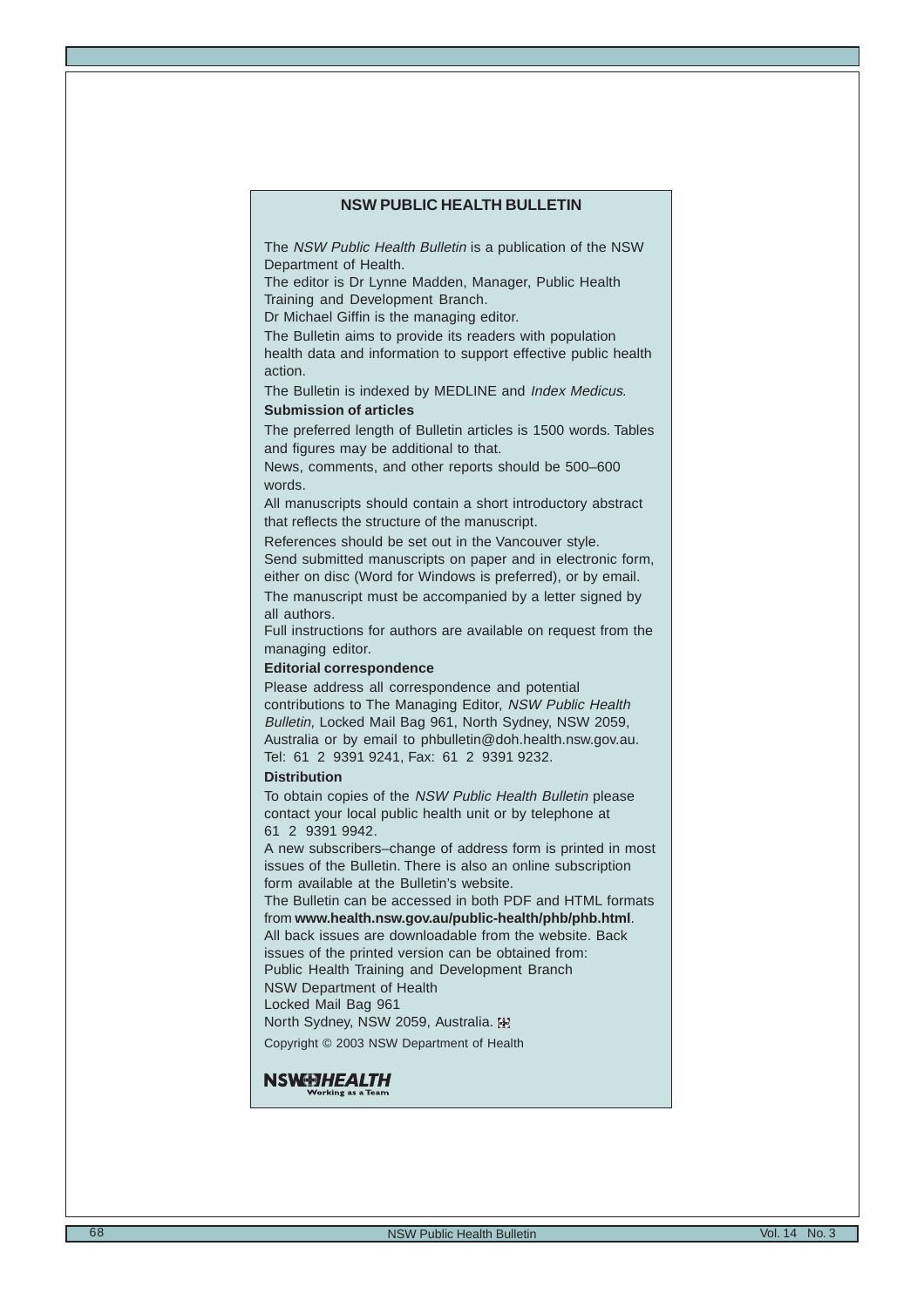## NSW PUBLIC HEALTH BULLETIN

The *NSW Public Health Bulletin* is a publication of the NSW Department of Health.

The editor is Dr Lynne Madden, Manager, Public Health Training and Development Branch.

Dr Michael Giffin is the managing editor.

The Bulletin aims to provide its readers with population health data and information to support effective public health action.

The Bulletin is indexed by MEDLINE and *Index Medicus*.

**Submission of articles**

The preferred length of Bulletin articles is 1500 words. Tables and figures may be additional to that.

News, comments, and other reports should be 500–600 words.

All manuscripts should contain a short introductory abstract that reflects the structure of the manuscript.

References should be set out in the Vancouver style.

Send submitted manuscripts on paper and in electronic form, either on disc (Word for Windows is preferred), or by email.

The manuscript must be accompanied by a letter signed by all authors.

Full instructions for authors are available on request from the managing editor.

**Editorial correspondence**

Please address all correspondence and potential contributions to The Managing Editor, *NSW Public Health Bulletin,* Locked Mail Bag 961, North Sydney, NSW 2059, Australia or by email to phbulletin@doh.health.nsw.gov.au. Tel: 61 2 9391 9241, Fax: 61 2 9391 9232.

**Distribution**

To obtain copies of the *NSW Public Health Bulletin* please contact your local public health unit or by telephone at 61 2 9391 9942.

A new subscribers–change of address form is printed in most issues of the Bulletin. There is also an online subscription form available at the Bulletin's website.

The Bulletin can be accessed in both PDF and HTML formats from **www.health.nsw.gov.au/public-health/phb/phb.html**.

All back issues are downloadable from the website. Back issues of the printed version can be obtained from:

Public Health Training and Development Branch
NSW Department of Health
Locked Mail Bag 961
North Sydney, NSW 2059, Australia.

Copyright © 2003 NSW Department of Health

NSW HEALTH
Working as a Team